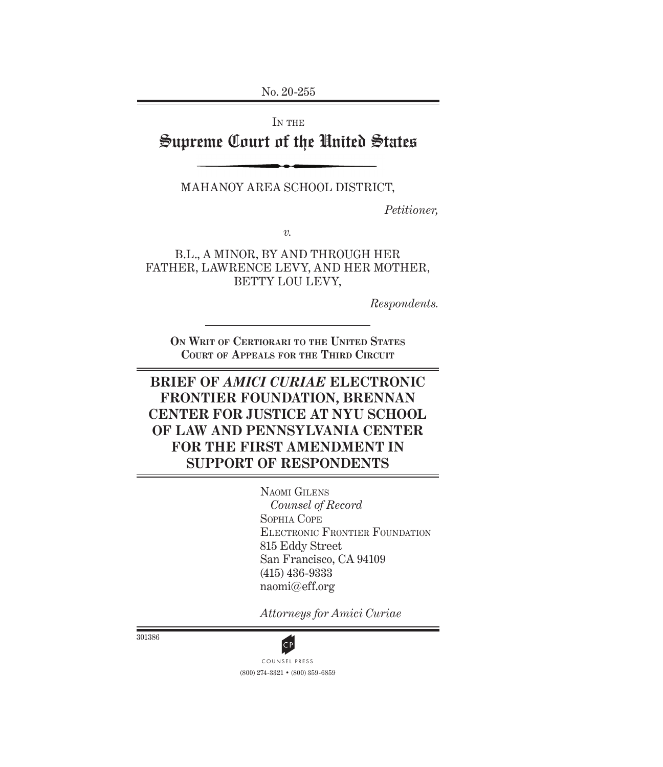No. 20-255

IN THE

# Supreme Court of the United States

MAHANOY AREA SCHOOL DISTRICT,

*Petitioner,*

*v.*

B.L., A MINOR, BY AND THROUGH HER FATHER, LAWRENCE LEVY, AND HER MOTHER, BETTY LOU LEVY,

*Respondents.*

**ON WRIT OF CERTIORARI TO THE UNITED STATES COURT OF APPEALS FOR THE THIRD CIRCUIT**

## BRIEF OF *AMICI CURIAE* ELECTRONIC FRONTIER FOUNDATION, BRENNAN CENTER FOR JUSTICE AT NYU SCHOOL OF LAW AND PENNSYLVANIA CENTER FOR THE FIRST AMENDMENT IN SUPPORT OF RESPONDENTS

NAOMI GILENS
*Counsel of Record*
SOPHIA COPE
ELECTRONIC FRONTIER FOUNDATION
815 Eddy Street
San Francisco, CA 94109
(415) 436-9333
naomi@eff.org

*Attorneys for Amici Curiae*

301386

COUNSEL PRESS
(800) 274-3321 • (800) 359-6859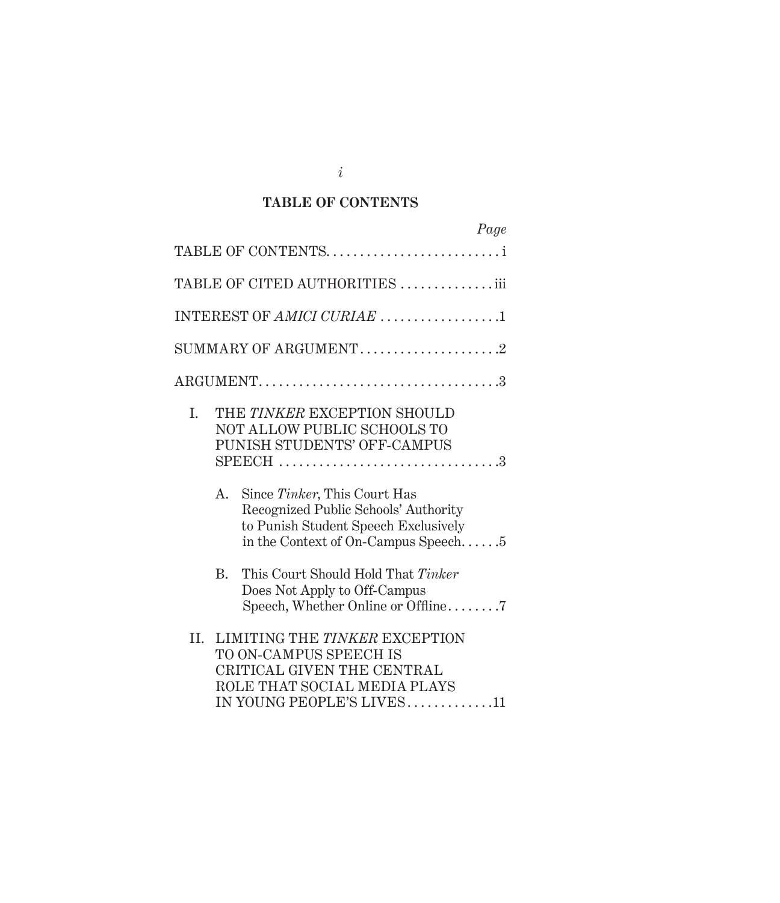# TABLE OF CONTENTS

*Page*

TABLE OF CONTENTS . . . . . . . . . . . . . . . . . . . . . . . . . . i

TABLE OF CITED AUTHORITIES . . . . . . . . . . . . . . iii

INTEREST OF *AMICI CURIAE* . . . . . . . . . . . . . . . . . .1

SUMMARY OF ARGUMENT . . . . . . . . . . . . . . . . . . . . .2

ARGUMENT . . . . . . . . . . . . . . . . . . . . . . . . . . . . . . . . . . .3

I. THE *TINKER* EXCEPTION SHOULD NOT ALLOW PUBLIC SCHOOLS TO PUNISH STUDENTS' OFF-CAMPUS SPEECH . . . . . . . . . . . . . . . . . . . . . . . . . . . . . . . .3

   A. Since *Tinker*, This Court Has Recognized Public Schools' Authority to Punish Student Speech Exclusively in the Context of On-Campus Speech. . . . . .5

   B. This Court Should Hold That *Tinker* Does Not Apply to Off-Campus Speech, Whether Online or Offline . . . . . . . .7

II. LIMITING THE *TINKER* EXCEPTION TO ON-CAMPUS SPEECH IS CRITICAL GIVEN THE CENTRAL ROLE THAT SOCIAL MEDIA PLAYS IN YOUNG PEOPLE'S LIVES . . . . . . . . . . . . .11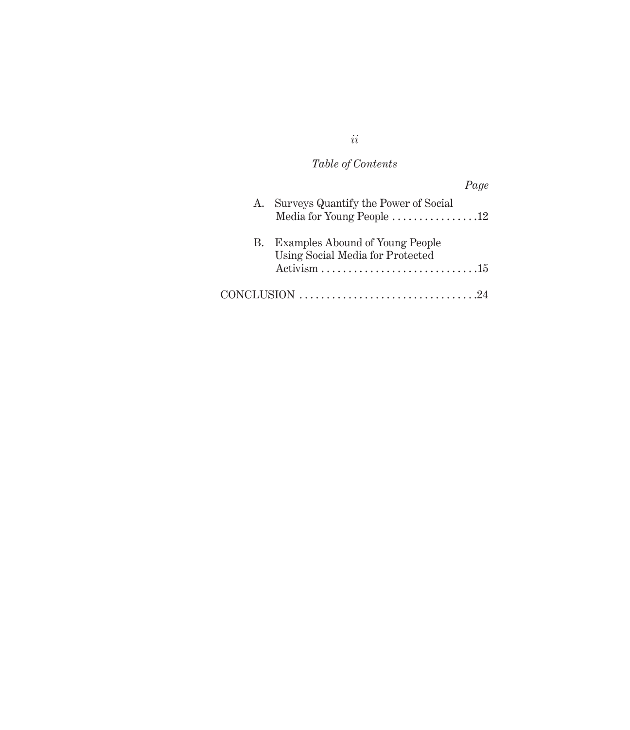*Table of Contents*

*Page*

A. Surveys Quantify the Power of Social Media for Young People . . . . . . . . . . . . . . . .12

B. Examples Abound of Young People Using Social Media for Protected Activism . . . . . . . . . . . . . . . . . . . . . . . . . . . . .15

CONCLUSION . . . . . . . . . . . . . . . . . . . . . . . . . . . . . . . . . .24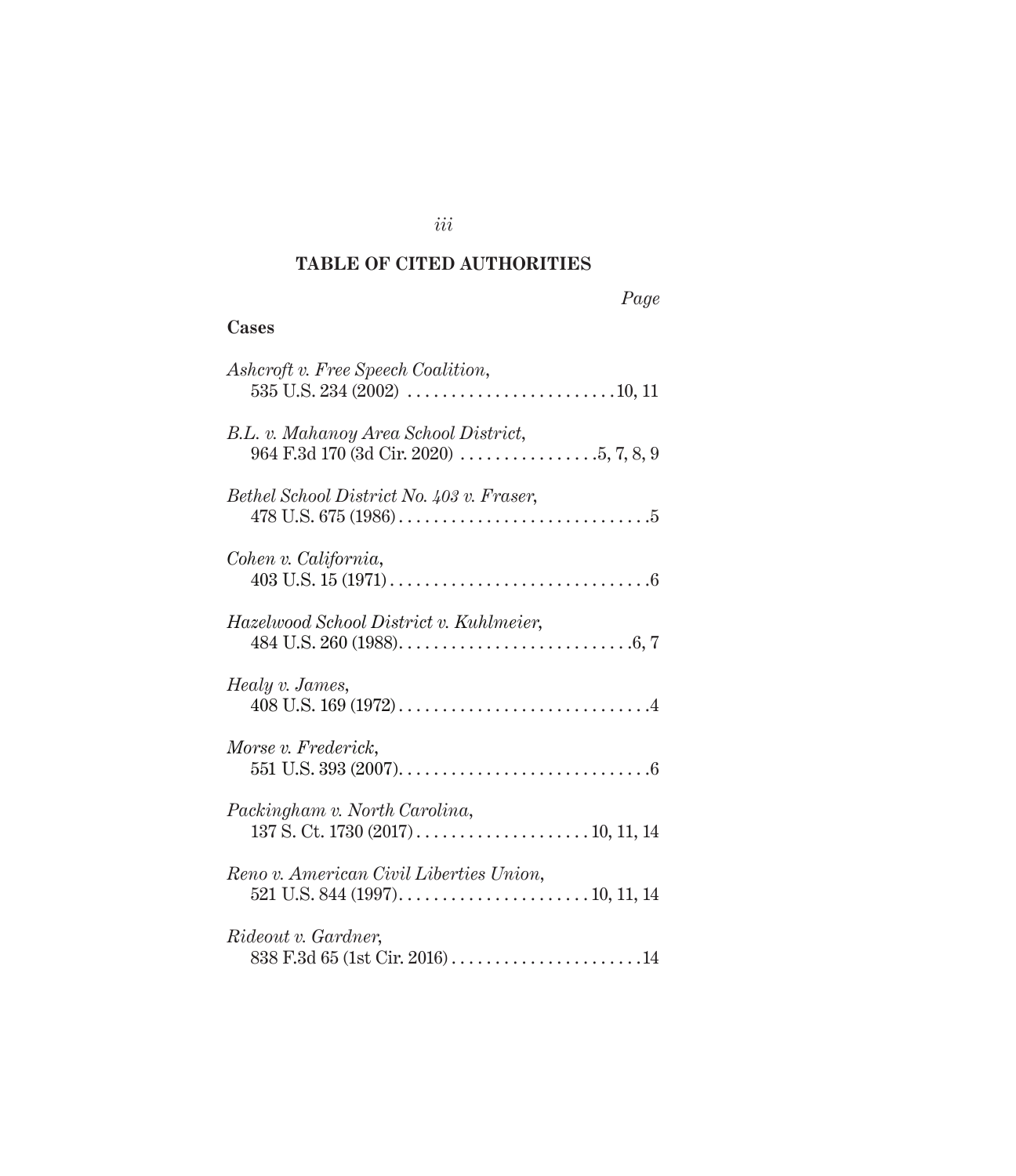## TABLE OF CITED AUTHORITIES

*Page*

**Cases**

*Ashcroft v. Free Speech Coalition*,
535 U.S. 234 (2002) . . . . . . . . . . . . . . . . . . . . . . . . 10, 11

*B.L. v. Mahanoy Area School District*,
964 F.3d 170 (3d Cir. 2020) . . . . . . . . . . . . . . . . 5, 7, 8, 9

*Bethel School District No. 403 v. Fraser*,
478 U.S. 675 (1986) . . . . . . . . . . . . . . . . . . . . . . . . . . . . . 5

*Cohen v. California*,
403 U.S. 15 (1971) . . . . . . . . . . . . . . . . . . . . . . . . . . . . . . 6

*Hazelwood School District v. Kuhlmeier*,
484 U.S. 260 (1988) . . . . . . . . . . . . . . . . . . . . . . . . . . . 6, 7

*Healy v. James*,
408 U.S. 169 (1972) . . . . . . . . . . . . . . . . . . . . . . . . . . . . . 4

*Morse v. Frederick*,
551 U.S. 393 (2007) . . . . . . . . . . . . . . . . . . . . . . . . . . . . . 6

*Packingham v. North Carolina*,
137 S. Ct. 1730 (2017) . . . . . . . . . . . . . . . . . . . . 10, 11, 14

*Reno v. American Civil Liberties Union*,
521 U.S. 844 (1997) . . . . . . . . . . . . . . . . . . . . . . 10, 11, 14

*Rideout v. Gardner*,
838 F.3d 65 (1st Cir. 2016) . . . . . . . . . . . . . . . . . . . . . . 14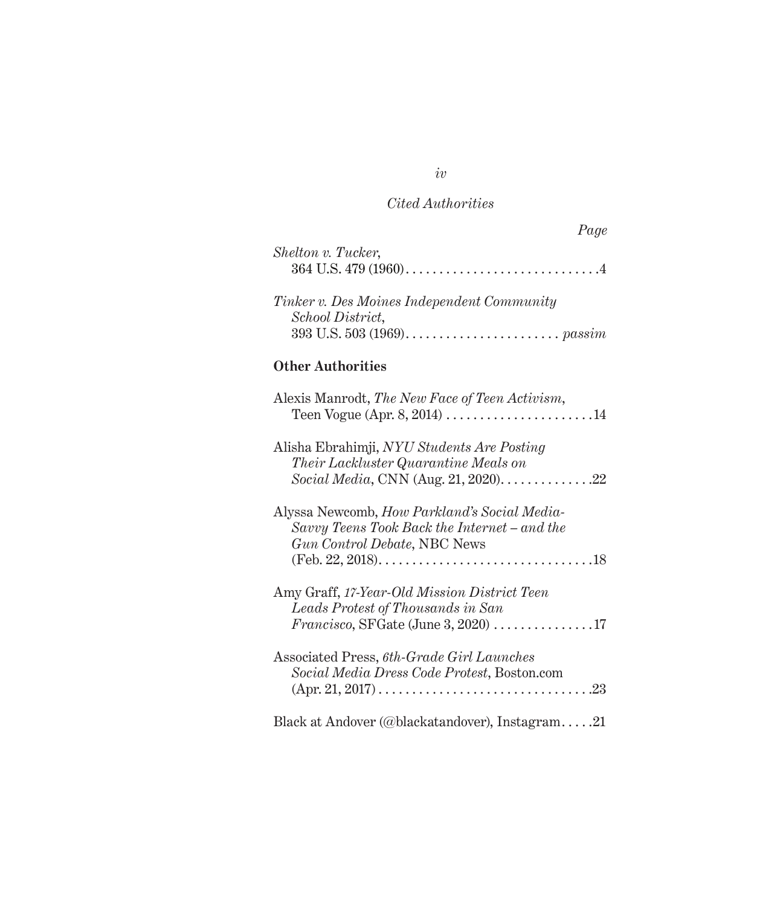*Cited Authorities*

*Page*

*Shelton v. Tucker*,
364 U.S. 479 (1960) . . . . . . . . . . . . . . . . . . . . . . . . . . . . .4

*Tinker v. Des Moines Independent Community School District*,
393 U.S. 503 (1969) . . . . . . . . . . . . . . . . . . . . . . . *passim*

**Other Authorities**

Alexis Manrodt, *The New Face of Teen Activism*, Teen Vogue (Apr. 8, 2014) . . . . . . . . . . . . . . . . . . . . . .14

Alisha Ebrahimji, *NYU Students Are Posting Their Lackluster Quarantine Meals on Social Media*, CNN (Aug. 21, 2020) . . . . . . . . . . . . . .22

Alyssa Newcomb, *How Parkland's Social Media-Savvy Teens Took Back the Internet – and the Gun Control Debate*, NBC News (Feb. 22, 2018) . . . . . . . . . . . . . . . . . . . . . . . . . . . . . . . .18

Amy Graff, *17-Year-Old Mission District Teen Leads Protest of Thousands in San Francisco*, SFGate (June 3, 2020) . . . . . . . . . . . . . . .17

Associated Press, *6th-Grade Girl Launches Social Media Dress Code Protest*, Boston.com (Apr. 21, 2017) . . . . . . . . . . . . . . . . . . . . . . . . . . . . . . . .23

Black at Andover (@blackatandover), Instagram . . . . .21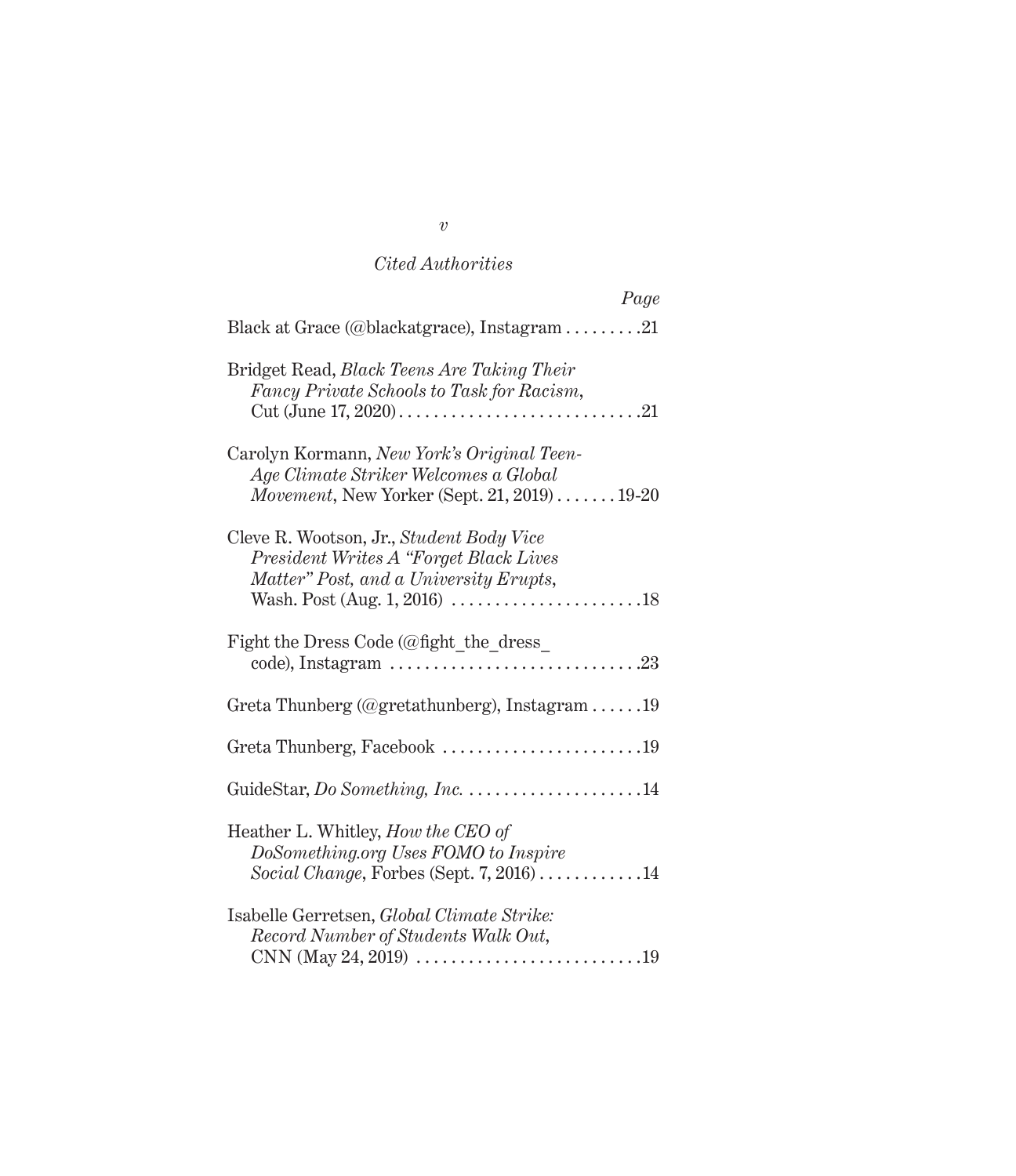*Cited Authorities*

*Page*

Black at Grace (@blackatgrace), Instagram . . . . . . . . .21

Bridget Read, *Black Teens Are Taking Their Fancy Private Schools to Task for Racism*, Cut (June 17, 2020) . . . . . . . . . . . . . . . . . . . . . . . . . . . .21

Carolyn Kormann, *New York's Original Teen-Age Climate Striker Welcomes a Global Movement*, New Yorker (Sept. 21, 2019) . . . . . . . 19-20

Cleve R. Wootson, Jr., *Student Body Vice President Writes A "Forget Black Lives Matter" Post, and a University Erupts*, Wash. Post (Aug. 1, 2016) . . . . . . . . . . . . . . . . . . . . . .18

Fight the Dress Code (@fight_the_dress_code), Instagram . . . . . . . . . . . . . . . . . . . . . . . . . . . . .23

Greta Thunberg (@gretathunberg), Instagram . . . . . .19

Greta Thunberg, Facebook . . . . . . . . . . . . . . . . . . . . . . .19

GuideStar, *Do Something, Inc.* . . . . . . . . . . . . . . . . . . . .14

Heather L. Whitley, *How the CEO of DoSomething.org Uses FOMO to Inspire Social Change*, Forbes (Sept. 7, 2016) . . . . . . . . . . . .14

Isabelle Gerretsen, *Global Climate Strike: Record Number of Students Walk Out*, CNN (May 24, 2019) . . . . . . . . . . . . . . . . . . . . . . . . . .19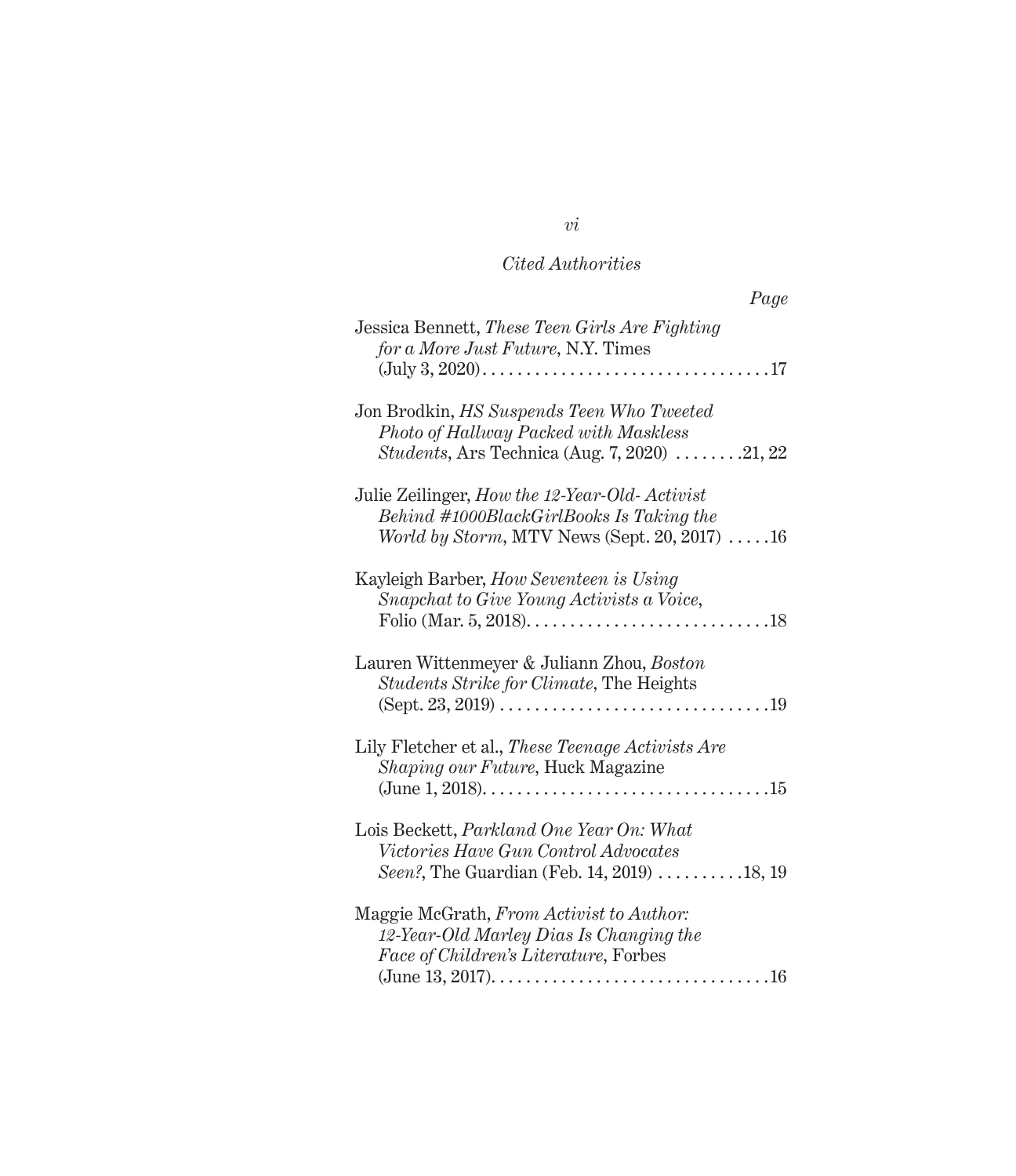*Cited Authorities*

*Page*

Jessica Bennett, *These Teen Girls Are Fighting for a More Just Future*, N.Y. Times (July 3, 2020) . . . . . . . . . . . . . . . . . . . . . . . . . . . . . . . . .17

Jon Brodkin, *HS Suspends Teen Who Tweeted Photo of Hallway Packed with Maskless Students*, Ars Technica (Aug. 7, 2020) . . . . . . . .21, 22

Julie Zeilinger, *How the 12-Year-Old- Activist Behind #1000BlackGirlBooks Is Taking the World by Storm*, MTV News (Sept. 20, 2017) . . . . .16

Kayleigh Barber, *How Seventeen is Using Snapchat to Give Young Activists a Voice*, Folio (Mar. 5, 2018). . . . . . . . . . . . . . . . . . . . . . . . . . . .18

Lauren Wittenmeyer & Juliann Zhou, *Boston Students Strike for Climate*, The Heights (Sept. 23, 2019) . . . . . . . . . . . . . . . . . . . . . . . . . . . . . . .19

Lily Fletcher et al., *These Teenage Activists Are Shaping our Future*, Huck Magazine (June 1, 2018). . . . . . . . . . . . . . . . . . . . . . . . . . . . . . . . .15

Lois Beckett, *Parkland One Year On: What Victories Have Gun Control Advocates Seen?*, The Guardian (Feb. 14, 2019) . . . . . . . . . .18, 19

Maggie McGrath, *From Activist to Author: 12-Year-Old Marley Dias Is Changing the Face of Children's Literature*, Forbes (June 13, 2017). . . . . . . . . . . . . . . . . . . . . . . . . . . . . . . .16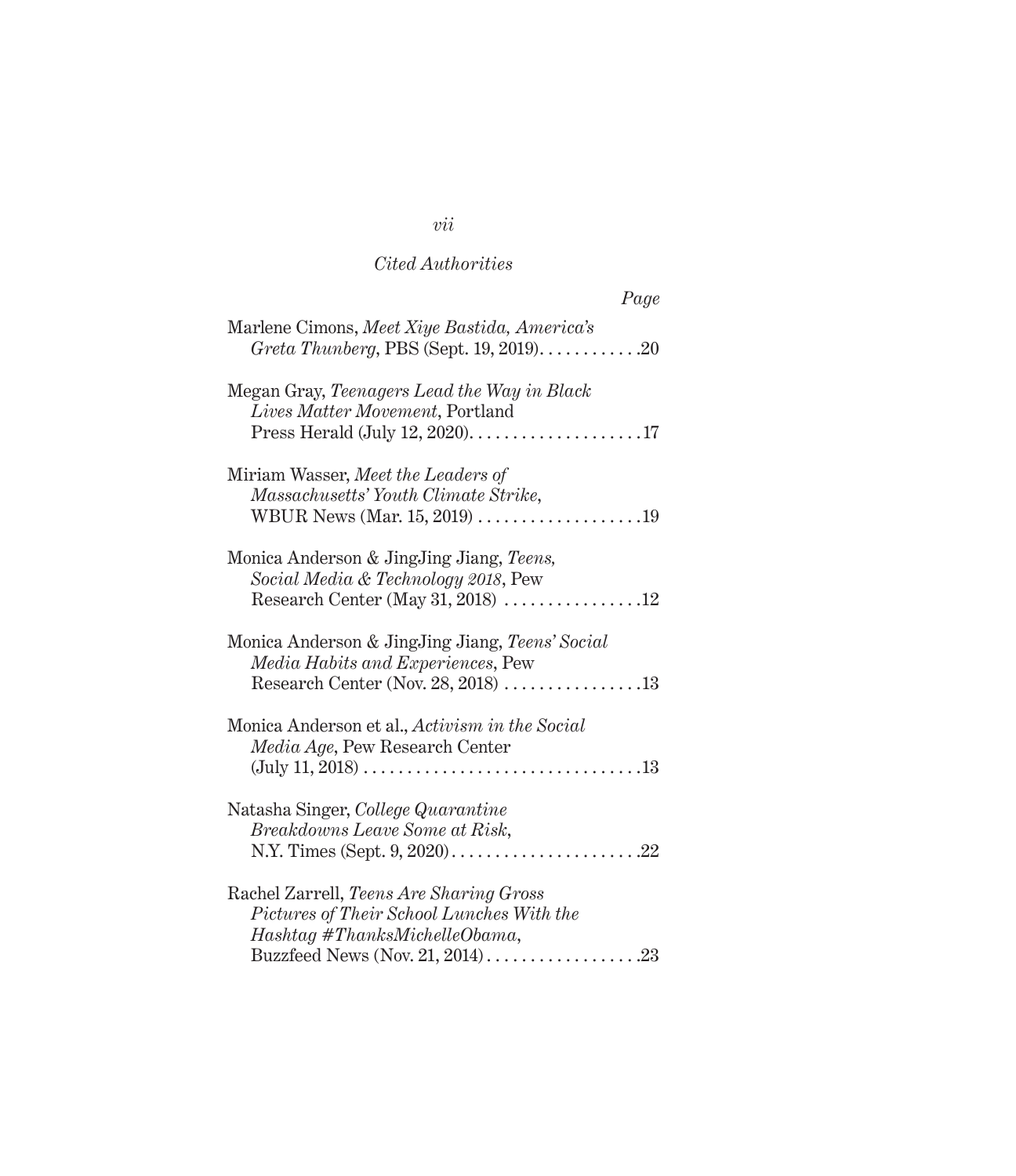*Cited Authorities*

*Page*

Marlene Cimons, *Meet Xiye Bastida, America's Greta Thunberg*, PBS (Sept. 19, 2019). . . . . . . . . . . .20

Megan Gray, *Teenagers Lead the Way in Black Lives Matter Movement*, Portland Press Herald (July 12, 2020). . . . . . . . . . . . . . . . . . . . .17

Miriam Wasser, *Meet the Leaders of Massachusetts' Youth Climate Strike*, WBUR News (Mar. 15, 2019) . . . . . . . . . . . . . . . . . . .19

Monica Anderson & JingJing Jiang, *Teens, Social Media & Technology 2018*, Pew Research Center (May 31, 2018) . . . . . . . . . . . . . . . .12

Monica Anderson & JingJing Jiang, *Teens' Social Media Habits and Experiences*, Pew Research Center (Nov. 28, 2018) . . . . . . . . . . . . . . . .13

Monica Anderson et al., *Activism in the Social Media Age*, Pew Research Center (July 11, 2018) . . . . . . . . . . . . . . . . . . . . . . . . . . . . . . . .13

Natasha Singer, *College Quarantine Breakdowns Leave Some at Risk*, N.Y. Times (Sept. 9, 2020). . . . . . . . . . . . . . . . . . . . . . .22

Rachel Zarrell, *Teens Are Sharing Gross Pictures of Their School Lunches With the Hashtag #ThanksMichelleObama*, Buzzfeed News (Nov. 21, 2014) . . . . . . . . . . . . . . . . . .23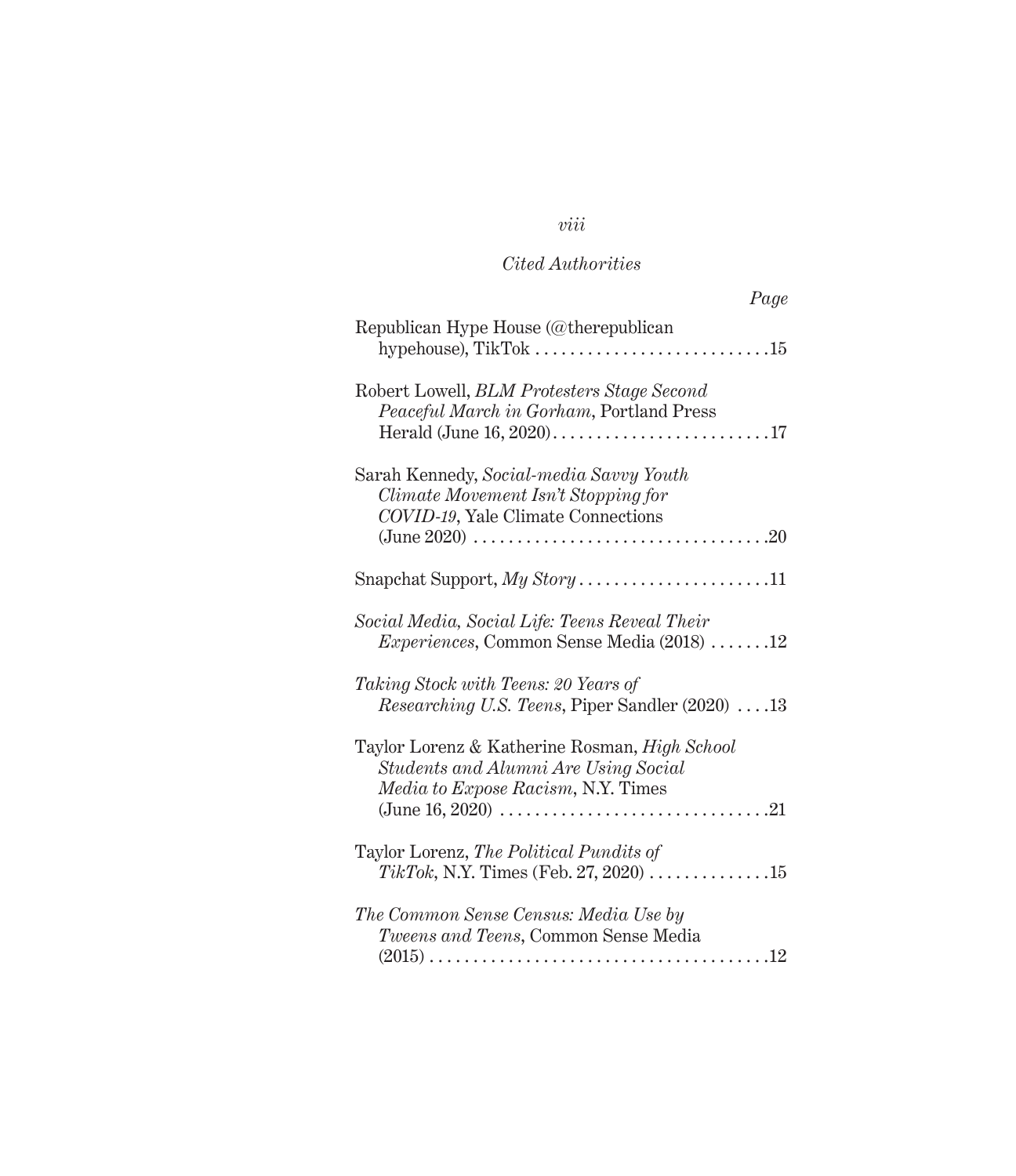*Cited Authorities*

*Page*

Republican Hype House (@therepublican hypehouse), TikTok . . . . . . . . . . . . . . . . . . . . . . . . . . .15

Robert Lowell, *BLM Protesters Stage Second Peaceful March in Gorham*, Portland Press Herald (June 16, 2020). . . . . . . . . . . . . . . . . . . . . . . . .17

Sarah Kennedy, *Social-media Savvy Youth Climate Movement Isn't Stopping for COVID-19*, Yale Climate Connections (June 2020) . . . . . . . . . . . . . . . . . . . . . . . . . . . . . . . . .20

Snapchat Support, *My Story* . . . . . . . . . . . . . . . . . . . . . .11

*Social Media, Social Life: Teens Reveal Their Experiences*, Common Sense Media (2018) . . . . . . .12

*Taking Stock with Teens: 20 Years of Researching U.S. Teens*, Piper Sandler (2020) . . . .13

Taylor Lorenz & Katherine Rosman, *High School Students and Alumni Are Using Social Media to Expose Racism*, N.Y. Times (June 16, 2020) . . . . . . . . . . . . . . . . . . . . . . . . . . . . . . .21

Taylor Lorenz, *The Political Pundits of TikTok*, N.Y. Times (Feb. 27, 2020) . . . . . . . . . . . . . .15

*The Common Sense Census: Media Use by Tweens and Teens*, Common Sense Media (2015) . . . . . . . . . . . . . . . . . . . . . . . . . . . . . . . . . . . . . .12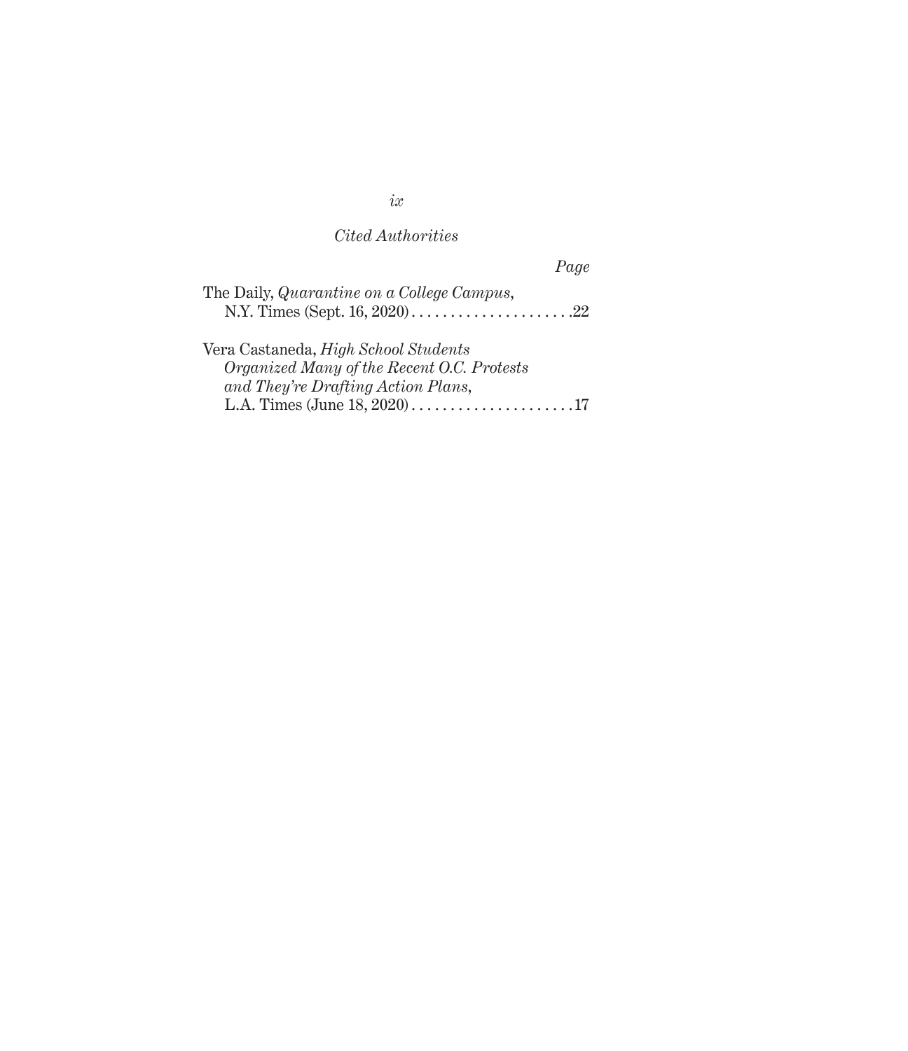*Cited Authorities*

*Page*

The Daily, *Quarantine on a College Campus*, N.Y. Times (Sept. 16, 2020) . . . . . . . . . . . . . . . . . . . . .22

Vera Castaneda, *High School Students Organized Many of the Recent O.C. Protests and They're Drafting Action Plans*, L.A. Times (June 18, 2020) . . . . . . . . . . . . . . . . . . . . .17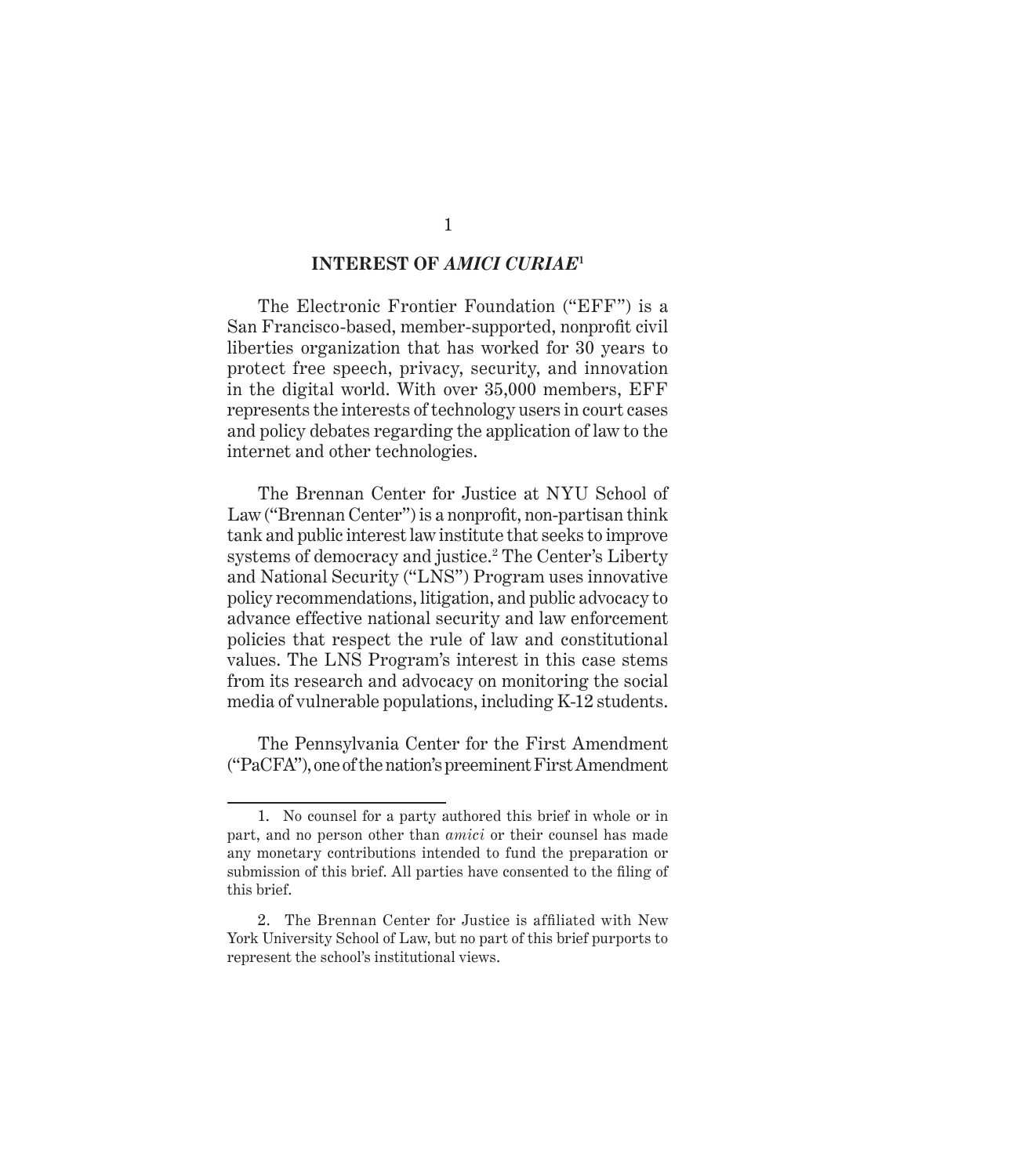## INTEREST OF *AMICI CURIAE*[1]

The Electronic Frontier Foundation ("EFF") is a San Francisco-based, member-supported, nonprofit civil liberties organization that has worked for 30 years to protect free speech, privacy, security, and innovation in the digital world. With over 35,000 members, EFF represents the interests of technology users in court cases and policy debates regarding the application of law to the internet and other technologies.

The Brennan Center for Justice at NYU School of Law ("Brennan Center") is a nonprofit, non-partisan think tank and public interest law institute that seeks to improve systems of democracy and justice.[2] The Center's Liberty and National Security ("LNS") Program uses innovative policy recommendations, litigation, and public advocacy to advance effective national security and law enforcement policies that respect the rule of law and constitutional values. The LNS Program's interest in this case stems from its research and advocacy on monitoring the social media of vulnerable populations, including K-12 students.

The Pennsylvania Center for the First Amendment ("PaCFA"), one of the nation's preeminent First Amendment

---

1. No counsel for a party authored this brief in whole or in part, and no person other than *amici* or their counsel has made any monetary contributions intended to fund the preparation or submission of this brief. All parties have consented to the filing of this brief.

2. The Brennan Center for Justice is affiliated with New York University School of Law, but no part of this brief purports to represent the school's institutional views.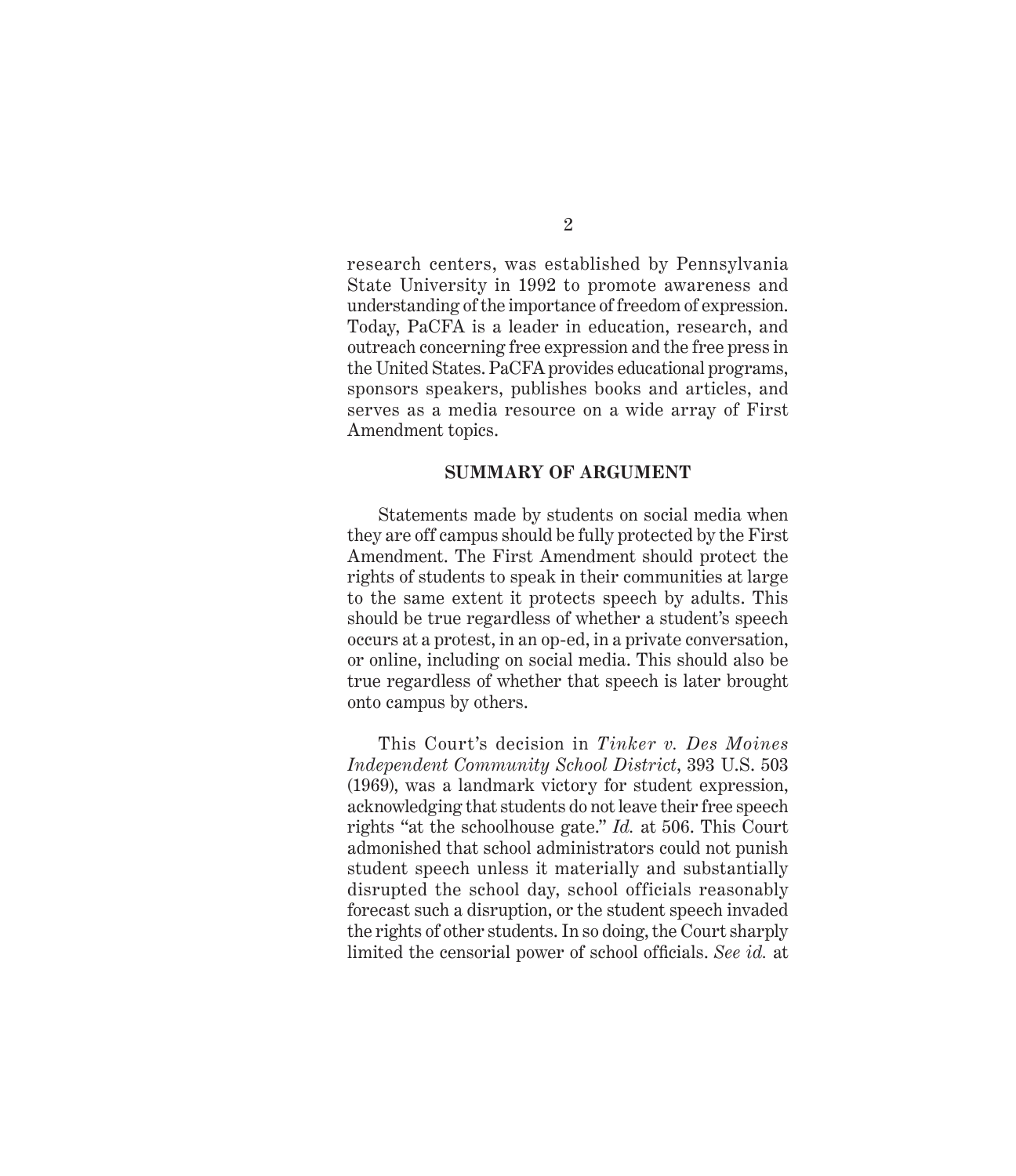research centers, was established by Pennsylvania State University in 1992 to promote awareness and understanding of the importance of freedom of expression. Today, PaCFA is a leader in education, research, and outreach concerning free expression and the free press in the United States. PaCFA provides educational programs, sponsors speakers, publishes books and articles, and serves as a media resource on a wide array of First Amendment topics.

## SUMMARY OF ARGUMENT

Statements made by students on social media when they are off campus should be fully protected by the First Amendment. The First Amendment should protect the rights of students to speak in their communities at large to the same extent it protects speech by adults. This should be true regardless of whether a student's speech occurs at a protest, in an op-ed, in a private conversation, or online, including on social media. This should also be true regardless of whether that speech is later brought onto campus by others.

This Court's decision in *Tinker v. Des Moines Independent Community School District*, 393 U.S. 503 (1969), was a landmark victory for student expression, acknowledging that students do not leave their free speech rights "at the schoolhouse gate." *Id.* at 506. This Court admonished that school administrators could not punish student speech unless it materially and substantially disrupted the school day, school officials reasonably forecast such a disruption, or the student speech invaded the rights of other students. In so doing, the Court sharply limited the censorial power of school officials. *See id.* at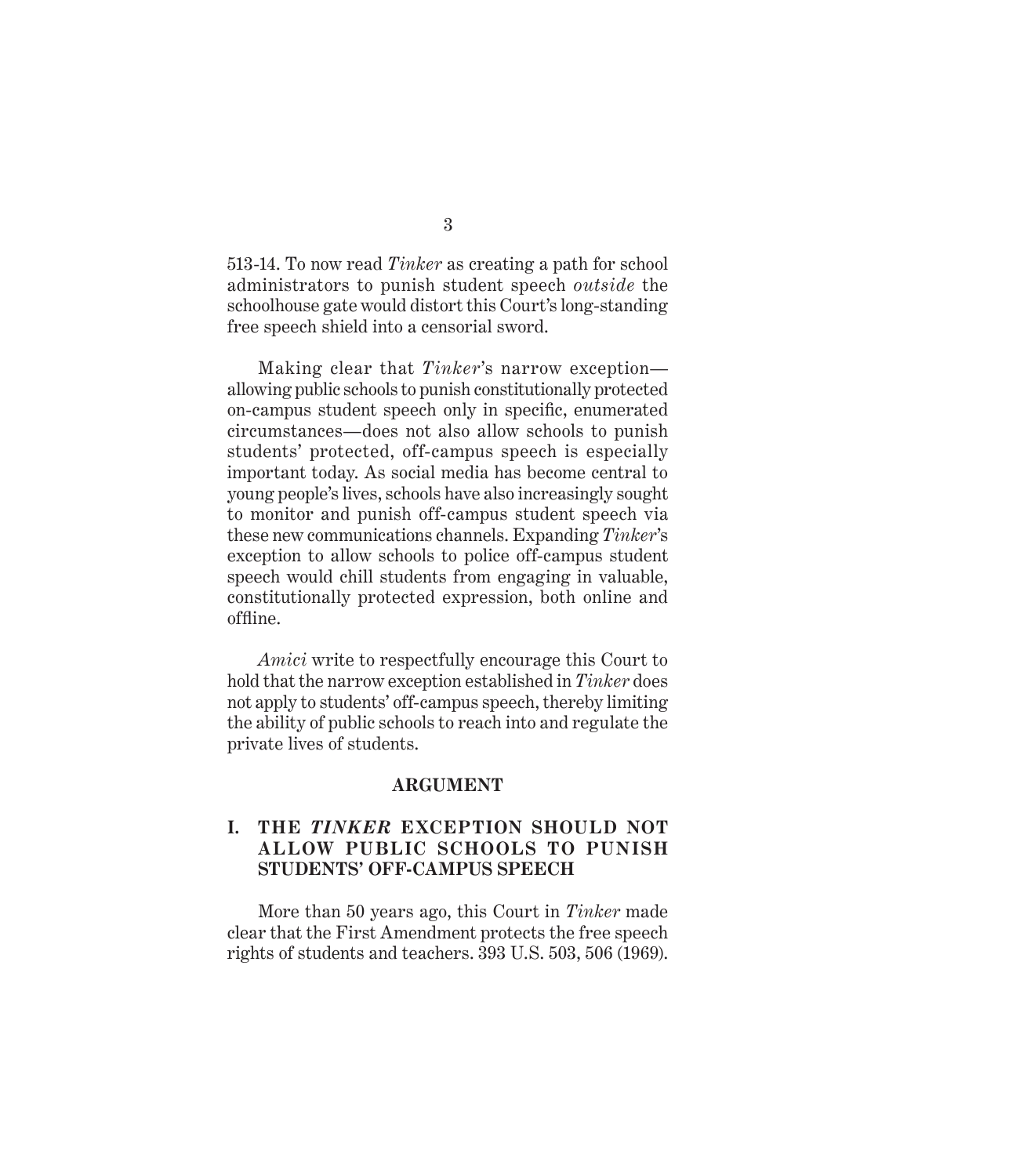513-14. To now read *Tinker* as creating a path for school administrators to punish student speech *outside* the schoolhouse gate would distort this Court's long-standing free speech shield into a censorial sword.

Making clear that *Tinker*'s narrow exception—allowing public schools to punish constitutionally protected on-campus student speech only in specific, enumerated circumstances—does not also allow schools to punish students' protected, off-campus speech is especially important today. As social media has become central to young people's lives, schools have also increasingly sought to monitor and punish off-campus student speech via these new communications channels. Expanding *Tinker*'s exception to allow schools to police off-campus student speech would chill students from engaging in valuable, constitutionally protected expression, both online and offline.

*Amici* write to respectfully encourage this Court to hold that the narrow exception established in *Tinker* does not apply to students' off-campus speech, thereby limiting the ability of public schools to reach into and regulate the private lives of students.

## ARGUMENT

### I. THE *TINKER* EXCEPTION SHOULD NOT ALLOW PUBLIC SCHOOLS TO PUNISH STUDENTS' OFF-CAMPUS SPEECH

More than 50 years ago, this Court in *Tinker* made clear that the First Amendment protects the free speech rights of students and teachers. 393 U.S. 503, 506 (1969).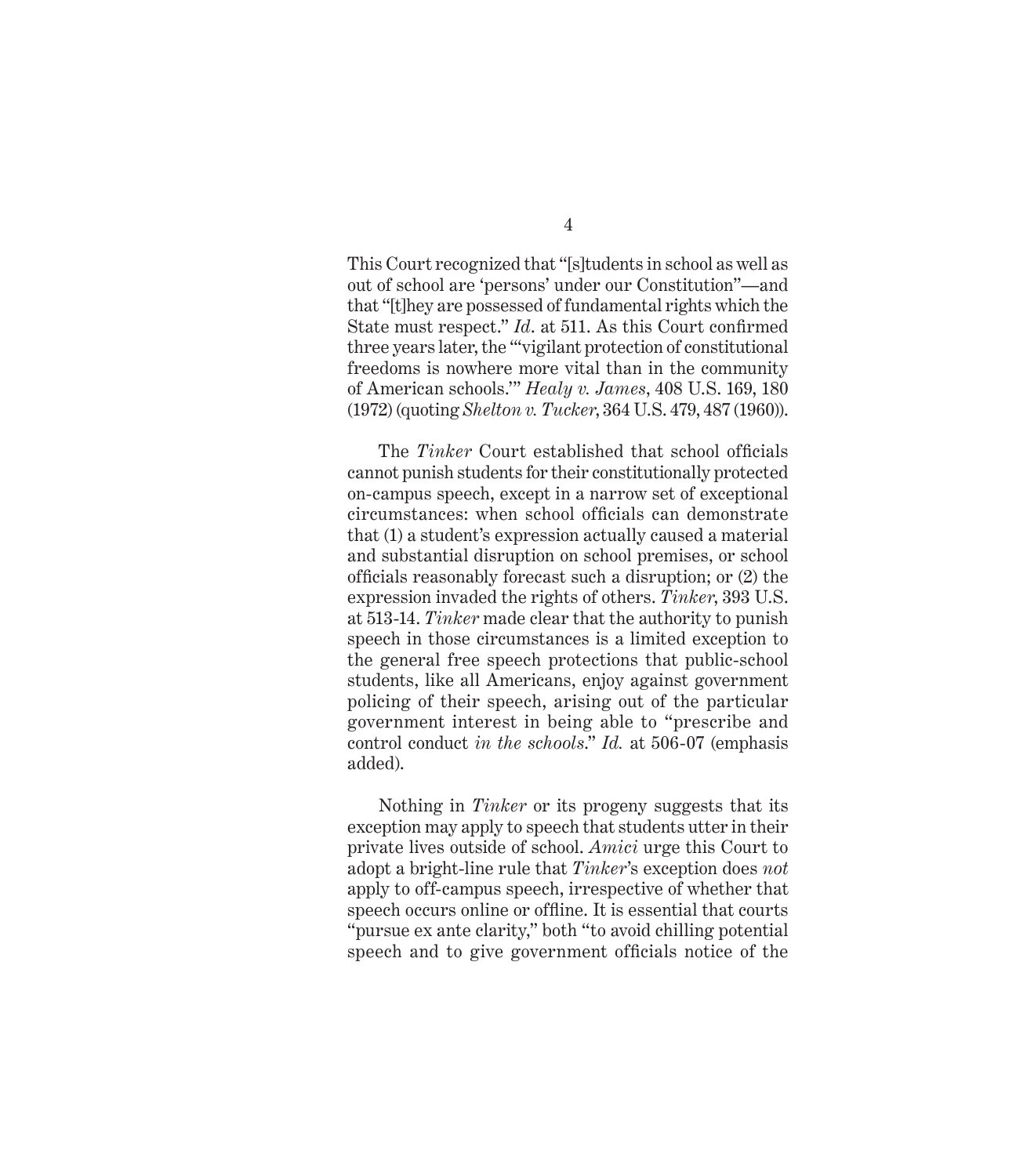This Court recognized that "[s]tudents in school as well as out of school are 'persons' under our Constitution"—and that "[t]hey are possessed of fundamental rights which the State must respect." *Id*. at 511. As this Court confirmed three years later, the "'vigilant protection of constitutional freedoms is nowhere more vital than in the community of American schools.'" *Healy v. James*, 408 U.S. 169, 180 (1972) (quoting *Shelton v. Tucker*, 364 U.S. 479, 487 (1960)).

The *Tinker* Court established that school officials cannot punish students for their constitutionally protected on-campus speech, except in a narrow set of exceptional circumstances: when school officials can demonstrate that (1) a student's expression actually caused a material and substantial disruption on school premises, or school officials reasonably forecast such a disruption; or (2) the expression invaded the rights of others. *Tinker*, 393 U.S. at 513-14. *Tinker* made clear that the authority to punish speech in those circumstances is a limited exception to the general free speech protections that public-school students, like all Americans, enjoy against government policing of their speech, arising out of the particular government interest in being able to "prescribe and control conduct *in the schools*." *Id.* at 506-07 (emphasis added).

Nothing in *Tinker* or its progeny suggests that its exception may apply to speech that students utter in their private lives outside of school. *Amici* urge this Court to adopt a bright-line rule that *Tinker*'s exception does *not* apply to off-campus speech, irrespective of whether that speech occurs online or offline. It is essential that courts "pursue ex ante clarity," both "to avoid chilling potential speech and to give government officials notice of the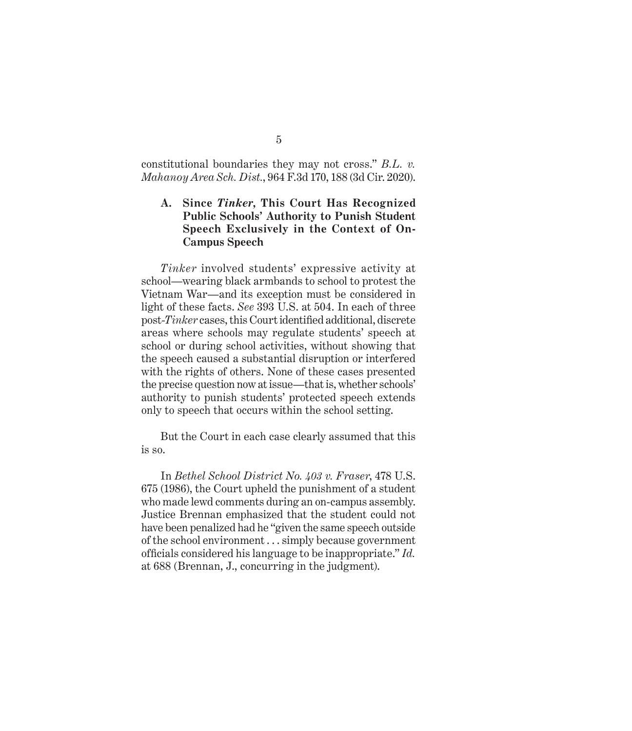constitutional boundaries they may not cross." *B.L. v. Mahanoy Area Sch. Dist.*, 964 F.3d 170, 188 (3d Cir. 2020).

### A. Since *Tinker*, This Court Has Recognized Public Schools' Authority to Punish Student Speech Exclusively in the Context of On-Campus Speech

*Tinker* involved students' expressive activity at school—wearing black armbands to school to protest the Vietnam War—and its exception must be considered in light of these facts. *See* 393 U.S. at 504. In each of three post-*Tinker* cases, this Court identified additional, discrete areas where schools may regulate students' speech at school or during school activities, without showing that the speech caused a substantial disruption or interfered with the rights of others. None of these cases presented the precise question now at issue—that is, whether schools' authority to punish students' protected speech extends only to speech that occurs within the school setting.

But the Court in each case clearly assumed that this is so.

In *Bethel School District No. 403 v. Fraser*, 478 U.S. 675 (1986), the Court upheld the punishment of a student who made lewd comments during an on-campus assembly. Justice Brennan emphasized that the student could not have been penalized had he "given the same speech outside of the school environment . . . simply because government officials considered his language to be inappropriate." *Id.* at 688 (Brennan, J., concurring in the judgment).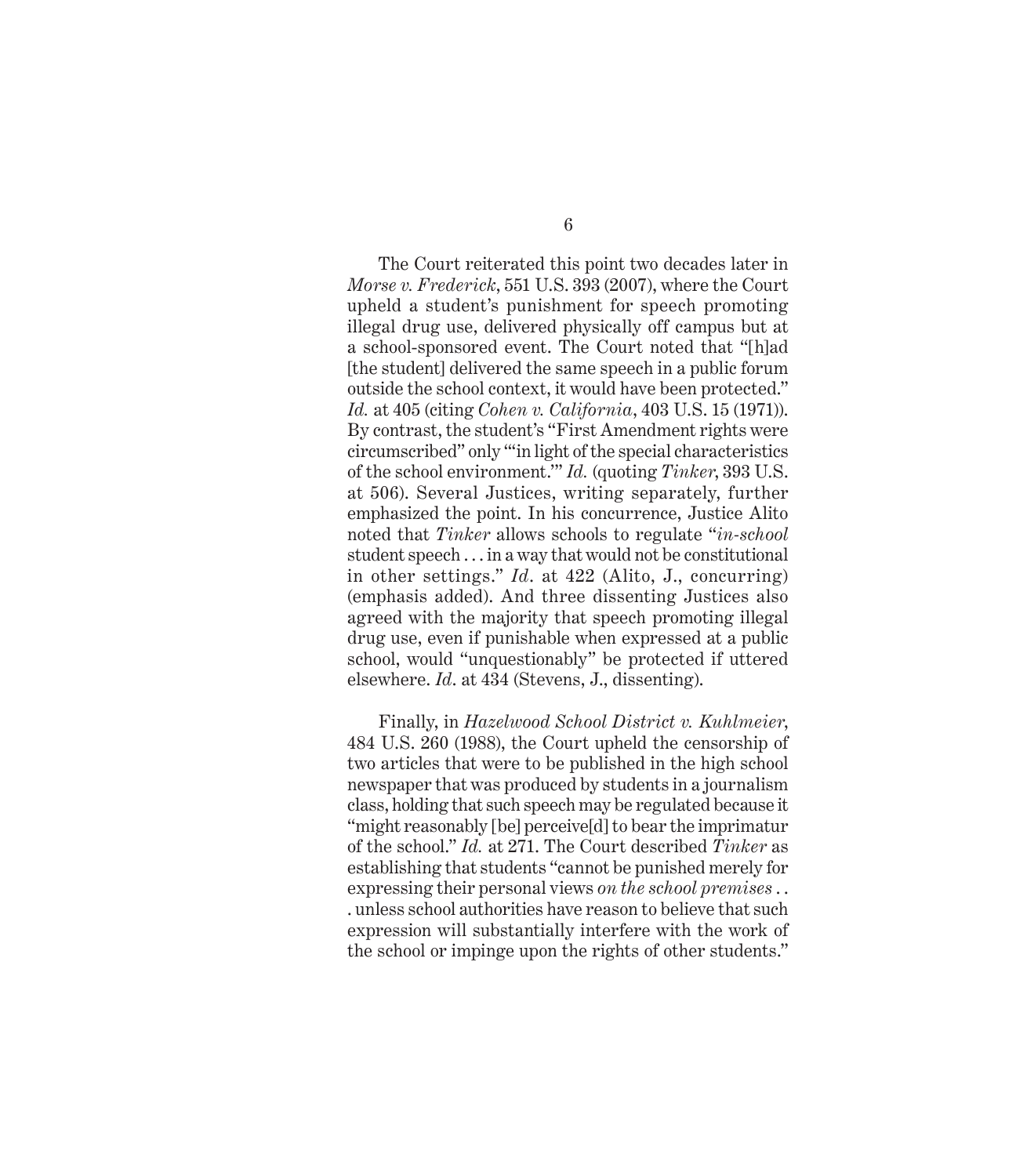The Court reiterated this point two decades later in *Morse v. Frederick*, 551 U.S. 393 (2007), where the Court upheld a student's punishment for speech promoting illegal drug use, delivered physically off campus but at a school-sponsored event. The Court noted that "[h]ad [the student] delivered the same speech in a public forum outside the school context, it would have been protected." *Id.* at 405 (citing *Cohen v. California*, 403 U.S. 15 (1971)). By contrast, the student's "First Amendment rights were circumscribed" only "'in light of the special characteristics of the school environment.'" *Id.* (quoting *Tinker*, 393 U.S. at 506). Several Justices, writing separately, further emphasized the point. In his concurrence, Justice Alito noted that *Tinker* allows schools to regulate "*in-school* student speech . . . in a way that would not be constitutional in other settings." *Id*. at 422 (Alito, J., concurring) (emphasis added). And three dissenting Justices also agreed with the majority that speech promoting illegal drug use, even if punishable when expressed at a public school, would "unquestionably" be protected if uttered elsewhere. *Id*. at 434 (Stevens, J., dissenting).

Finally, in *Hazelwood School District v. Kuhlmeier*, 484 U.S. 260 (1988), the Court upheld the censorship of two articles that were to be published in the high school newspaper that was produced by students in a journalism class, holding that such speech may be regulated because it "might reasonably [be] perceive[d] to bear the imprimatur of the school." *Id.* at 271. The Court described *Tinker* as establishing that students "cannot be punished merely for expressing their personal views *on the school premises* . . . unless school authorities have reason to believe that such expression will substantially interfere with the work of the school or impinge upon the rights of other students."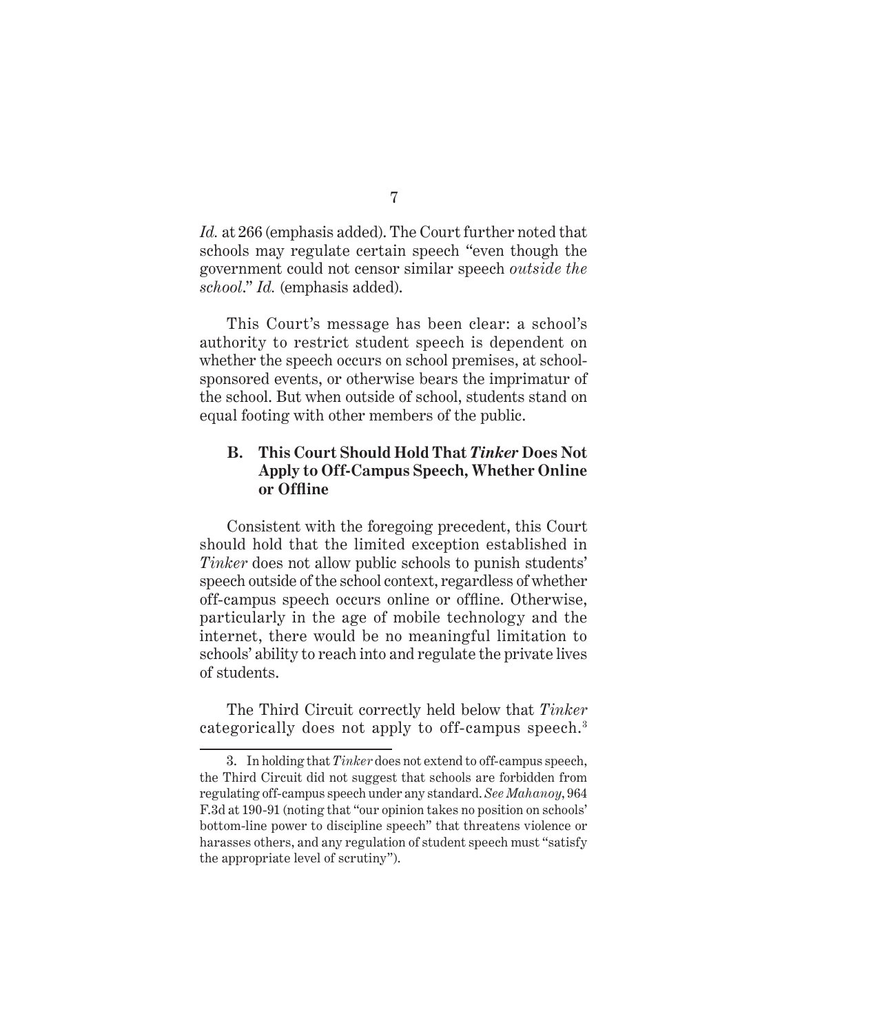*Id.* at 266 (emphasis added). The Court further noted that schools may regulate certain speech "even though the government could not censor similar speech *outside the school*." *Id.* (emphasis added).

This Court's message has been clear: a school's authority to restrict student speech is dependent on whether the speech occurs on school premises, at school-sponsored events, or otherwise bears the imprimatur of the school. But when outside of school, students stand on equal footing with other members of the public.

### B. This Court Should Hold That *Tinker* Does Not Apply to Off-Campus Speech, Whether Online or Offline

Consistent with the foregoing precedent, this Court should hold that the limited exception established in *Tinker* does not allow public schools to punish students' speech outside of the school context, regardless of whether off-campus speech occurs online or offline. Otherwise, particularly in the age of mobile technology and the internet, there would be no meaningful limitation to schools' ability to reach into and regulate the private lives of students.

The Third Circuit correctly held below that *Tinker* categorically does not apply to off-campus speech.[3]

---

3. In holding that *Tinker* does not extend to off-campus speech, the Third Circuit did not suggest that schools are forbidden from regulating off-campus speech under any standard. *See Mahanoy*, 964 F.3d at 190-91 (noting that "our opinion takes no position on schools' bottom-line power to discipline speech" that threatens violence or harasses others, and any regulation of student speech must "satisfy the appropriate level of scrutiny").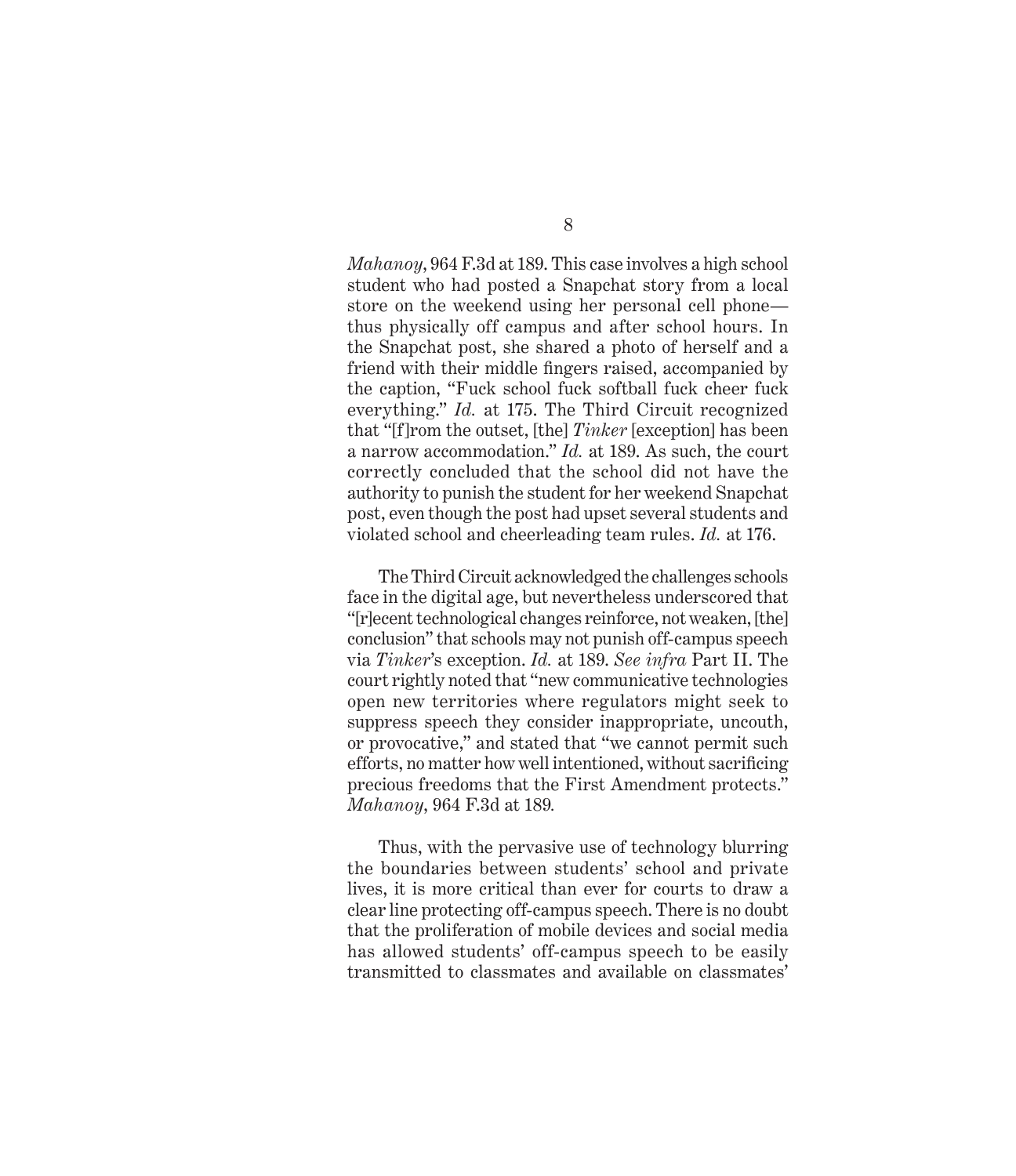*Mahanoy*, 964 F.3d at 189. This case involves a high school student who had posted a Snapchat story from a local store on the weekend using her personal cell phone—thus physically off campus and after school hours. In the Snapchat post, she shared a photo of herself and a friend with their middle fingers raised, accompanied by the caption, "Fuck school fuck softball fuck cheer fuck everything." *Id.* at 175. The Third Circuit recognized that "[f]rom the outset, [the] *Tinker* [exception] has been a narrow accommodation." *Id.* at 189. As such, the court correctly concluded that the school did not have the authority to punish the student for her weekend Snapchat post, even though the post had upset several students and violated school and cheerleading team rules. *Id.* at 176.

The Third Circuit acknowledged the challenges schools face in the digital age, but nevertheless underscored that "[r]ecent technological changes reinforce, not weaken, [the] conclusion" that schools may not punish off-campus speech via *Tinker*'s exception. *Id.* at 189. *See infra* Part II. The court rightly noted that "new communicative technologies open new territories where regulators might seek to suppress speech they consider inappropriate, uncouth, or provocative," and stated that "we cannot permit such efforts, no matter how well intentioned, without sacrificing precious freedoms that the First Amendment protects." *Mahanoy*, 964 F.3d at 189.

Thus, with the pervasive use of technology blurring the boundaries between students' school and private lives, it is more critical than ever for courts to draw a clear line protecting off-campus speech. There is no doubt that the proliferation of mobile devices and social media has allowed students' off-campus speech to be easily transmitted to classmates and available on classmates'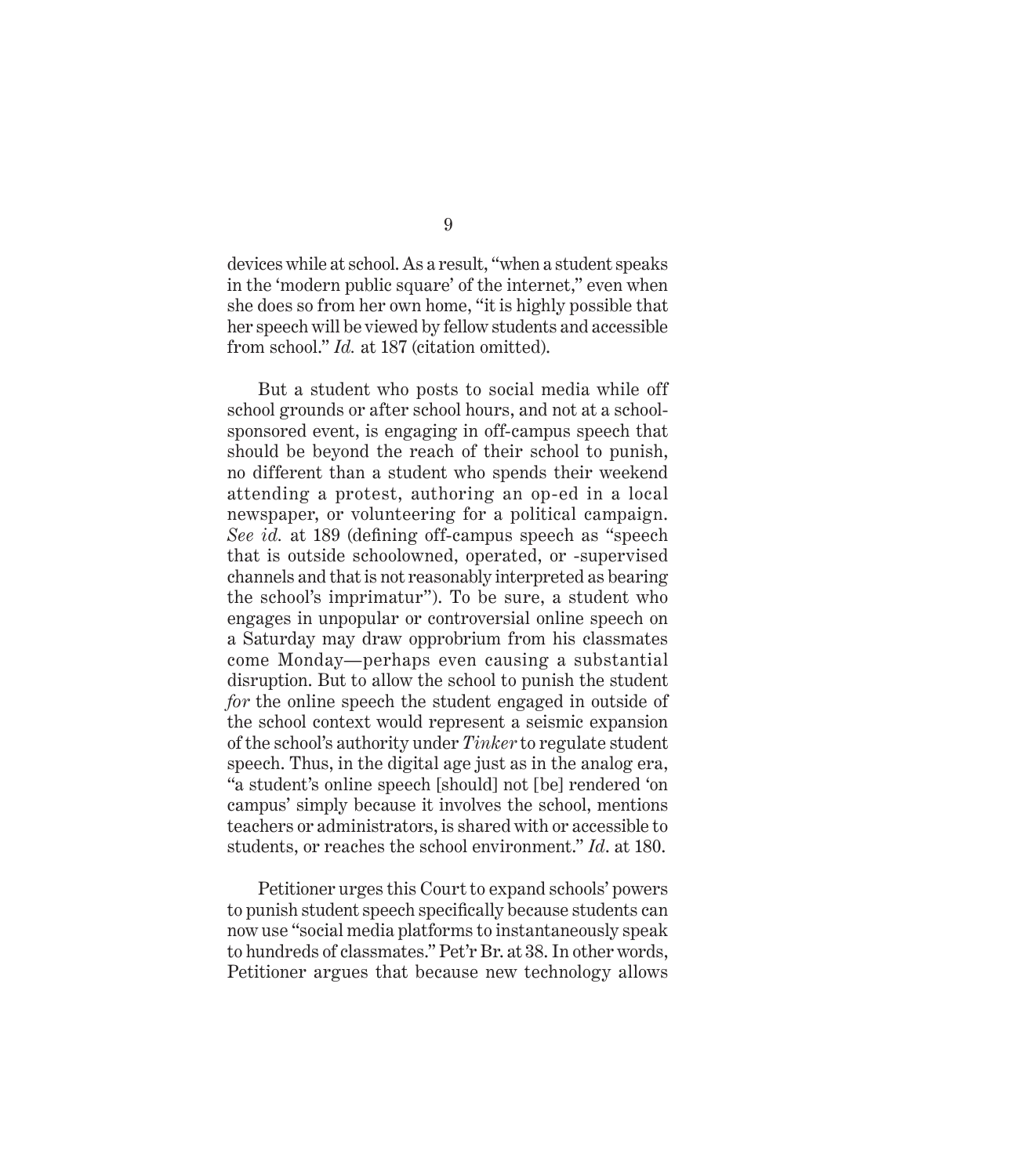devices while at school. As a result, "when a student speaks in the 'modern public square' of the internet," even when she does so from her own home, "it is highly possible that her speech will be viewed by fellow students and accessible from school." *Id.* at 187 (citation omitted).

But a student who posts to social media while off school grounds or after school hours, and not at a school-sponsored event, is engaging in off-campus speech that should be beyond the reach of their school to punish, no different than a student who spends their weekend attending a protest, authoring an op-ed in a local newspaper, or volunteering for a political campaign. *See id.* at 189 (defining off-campus speech as "speech that is outside schoolowned, operated, or -supervised channels and that is not reasonably interpreted as bearing the school's imprimatur"). To be sure, a student who engages in unpopular or controversial online speech on a Saturday may draw opprobrium from his classmates come Monday—perhaps even causing a substantial disruption. But to allow the school to punish the student *for* the online speech the student engaged in outside of the school context would represent a seismic expansion of the school's authority under *Tinker* to regulate student speech. Thus, in the digital age just as in the analog era, "a student's online speech [should] not [be] rendered 'on campus' simply because it involves the school, mentions teachers or administrators, is shared with or accessible to students, or reaches the school environment." *Id*. at 180.

Petitioner urges this Court to expand schools' powers to punish student speech specifically because students can now use "social media platforms to instantaneously speak to hundreds of classmates." Pet'r Br. at 38. In other words, Petitioner argues that because new technology allows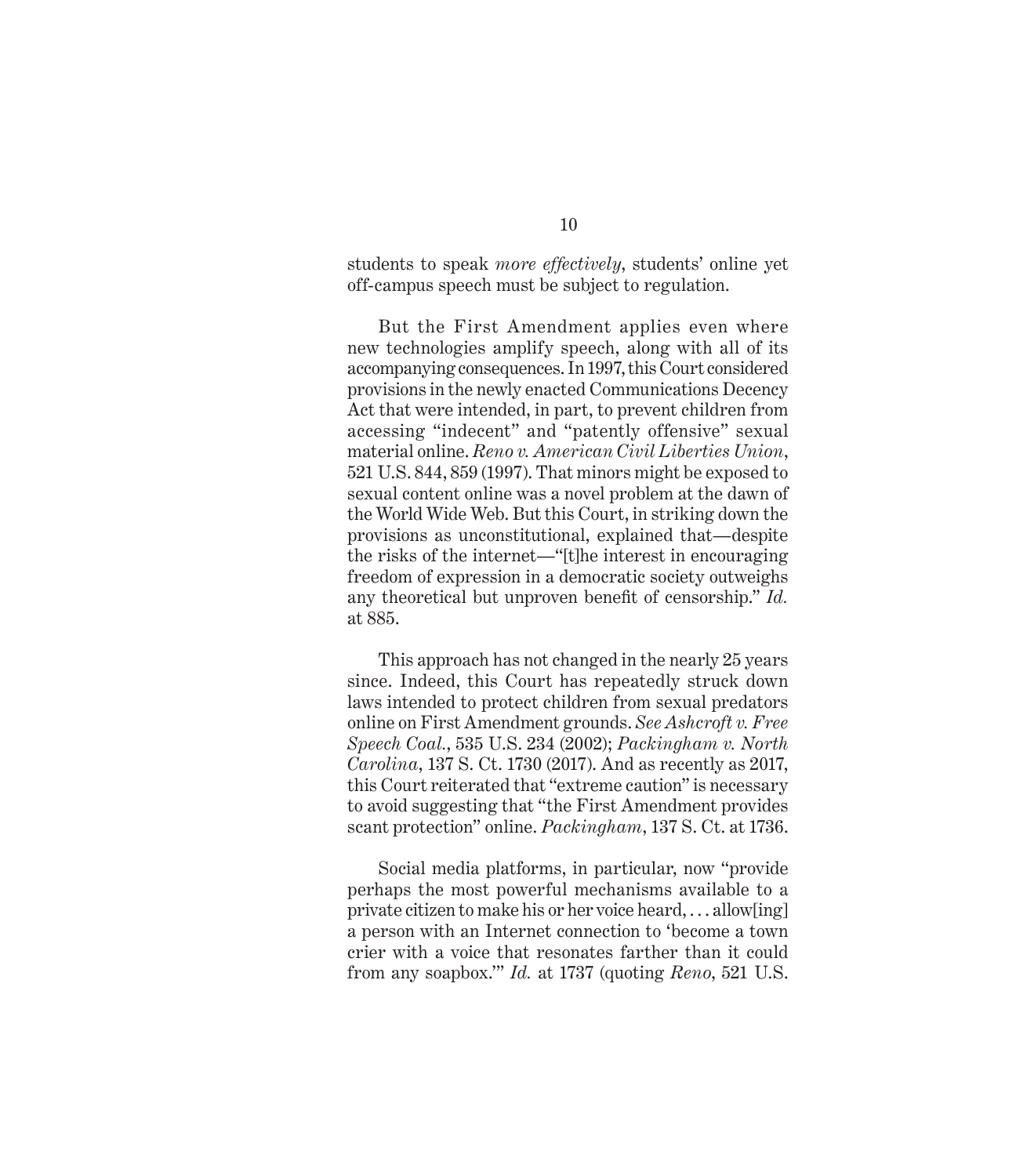students to speak *more effectively*, students' online yet off-campus speech must be subject to regulation.

But the First Amendment applies even where new technologies amplify speech, along with all of its accompanying consequences. In 1997, this Court considered provisions in the newly enacted Communications Decency Act that were intended, in part, to prevent children from accessing "indecent" and "patently offensive" sexual material online. *Reno v. American Civil Liberties Union*, 521 U.S. 844, 859 (1997). That minors might be exposed to sexual content online was a novel problem at the dawn of the World Wide Web. But this Court, in striking down the provisions as unconstitutional, explained that—despite the risks of the internet—"[t]he interest in encouraging freedom of expression in a democratic society outweighs any theoretical but unproven benefit of censorship." *Id.* at 885.

This approach has not changed in the nearly 25 years since. Indeed, this Court has repeatedly struck down laws intended to protect children from sexual predators online on First Amendment grounds. *See Ashcroft v. Free Speech Coal.*, 535 U.S. 234 (2002); *Packingham v. North Carolina*, 137 S. Ct. 1730 (2017). And as recently as 2017, this Court reiterated that "extreme caution" is necessary to avoid suggesting that "the First Amendment provides scant protection" online. *Packingham*, 137 S. Ct. at 1736.

Social media platforms, in particular, now "provide perhaps the most powerful mechanisms available to a private citizen to make his or her voice heard, . . . allow[ing] a person with an Internet connection to 'become a town crier with a voice that resonates farther than it could from any soapbox.'" *Id.* at 1737 (quoting *Reno*, 521 U.S.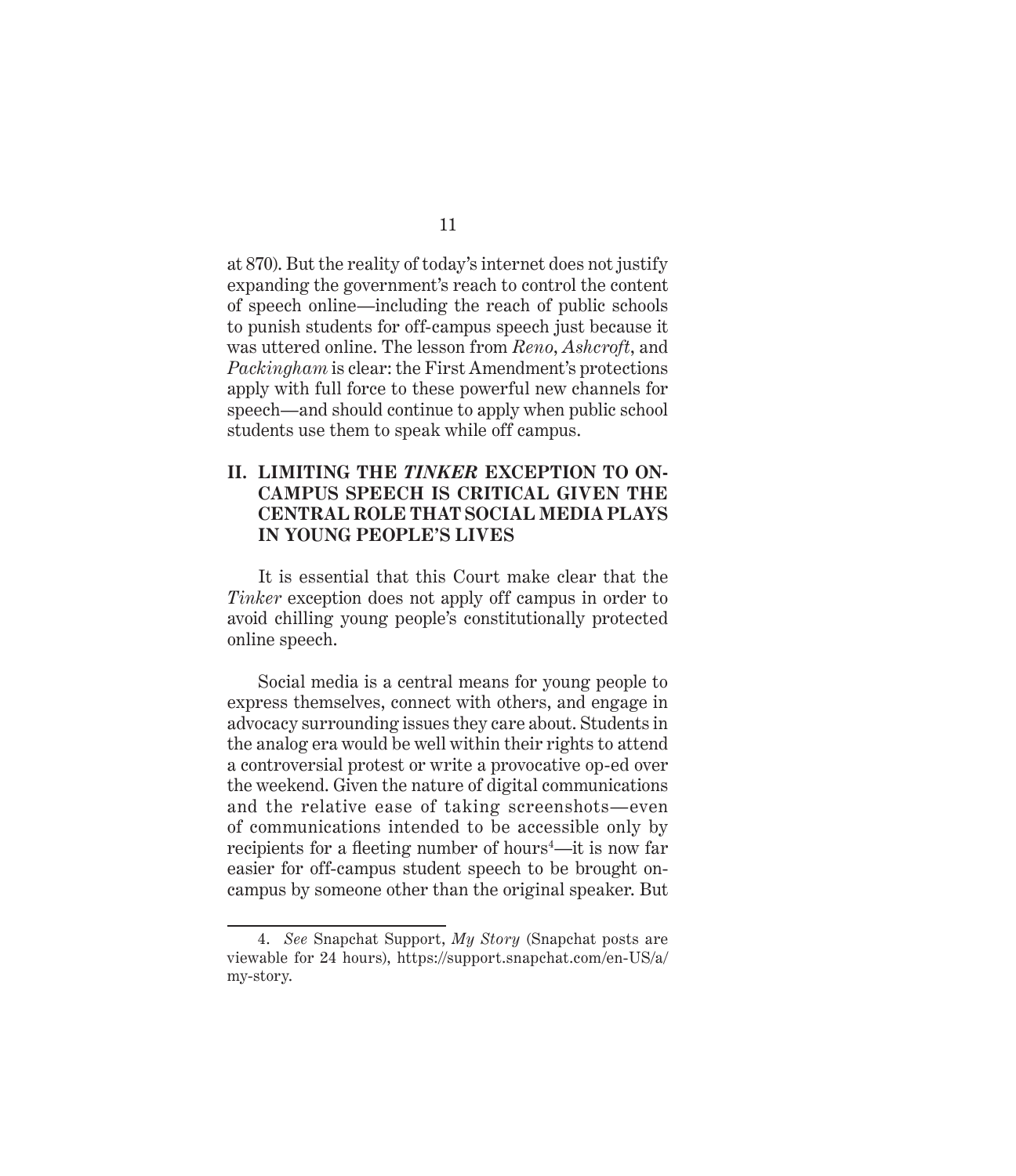at 870). But the reality of today's internet does not justify expanding the government's reach to control the content of speech online—including the reach of public schools to punish students for off-campus speech just because it was uttered online. The lesson from *Reno*, *Ashcroft*, and *Packingham* is clear: the First Amendment's protections apply with full force to these powerful new channels for speech—and should continue to apply when public school students use them to speak while off campus.

## II. LIMITING THE *TINKER* EXCEPTION TO ON-CAMPUS SPEECH IS CRITICAL GIVEN THE CENTRAL ROLE THAT SOCIAL MEDIA PLAYS IN YOUNG PEOPLE'S LIVES

It is essential that this Court make clear that the *Tinker* exception does not apply off campus in order to avoid chilling young people's constitutionally protected online speech.

Social media is a central means for young people to express themselves, connect with others, and engage in advocacy surrounding issues they care about. Students in the analog era would be well within their rights to attend a controversial protest or write a provocative op-ed over the weekend. Given the nature of digital communications and the relative ease of taking screenshots—even of communications intended to be accessible only by recipients for a fleeting number of hours[4]—it is now far easier for off-campus student speech to be brought on-campus by someone other than the original speaker. But

4. *See* Snapchat Support, *My Story* (Snapchat posts are viewable for 24 hours), https://support.snapchat.com/en-US/a/my-story.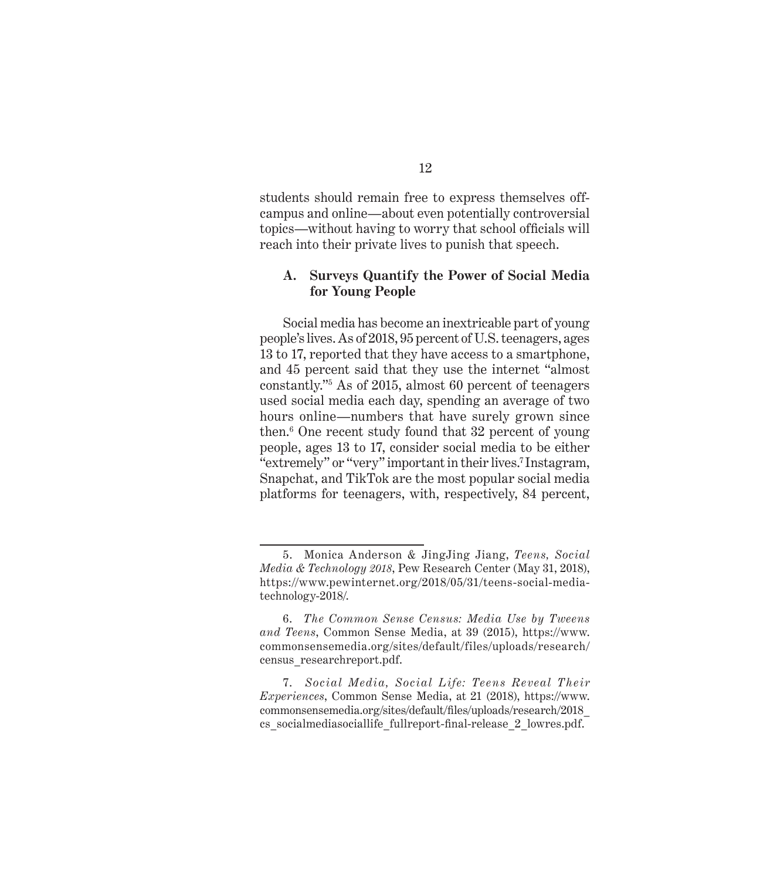students should remain free to express themselves off-campus and online—about even potentially controversial topics—without having to worry that school officials will reach into their private lives to punish that speech.

### A. Surveys Quantify the Power of Social Media for Young People

Social media has become an inextricable part of young people's lives. As of 2018, 95 percent of U.S. teenagers, ages 13 to 17, reported that they have access to a smartphone, and 45 percent said that they use the internet "almost constantly."[5] As of 2015, almost 60 percent of teenagers used social media each day, spending an average of two hours online—numbers that have surely grown since then.[6] One recent study found that 32 percent of young people, ages 13 to 17, consider social media to be either "extremely" or "very" important in their lives.[7] Instagram, Snapchat, and TikTok are the most popular social media platforms for teenagers, with, respectively, 84 percent,

---

5. Monica Anderson & JingJing Jiang, *Teens, Social Media & Technology 2018*, Pew Research Center (May 31, 2018), https://www.pewinternet.org/2018/05/31/teens-social-media-technology-2018/.

6. *The Common Sense Census: Media Use by Tweens and Teens*, Common Sense Media, at 39 (2015), https://www.commonsensemedia.org/sites/default/files/uploads/research/census_researchreport.pdf.

7. *Social Media, Social Life: Teens Reveal Their Experiences*, Common Sense Media, at 21 (2018), https://www.commonsensemedia.org/sites/default/files/uploads/research/2018_cs_socialmediasociallife_fullreport-final-release_2_lowres.pdf.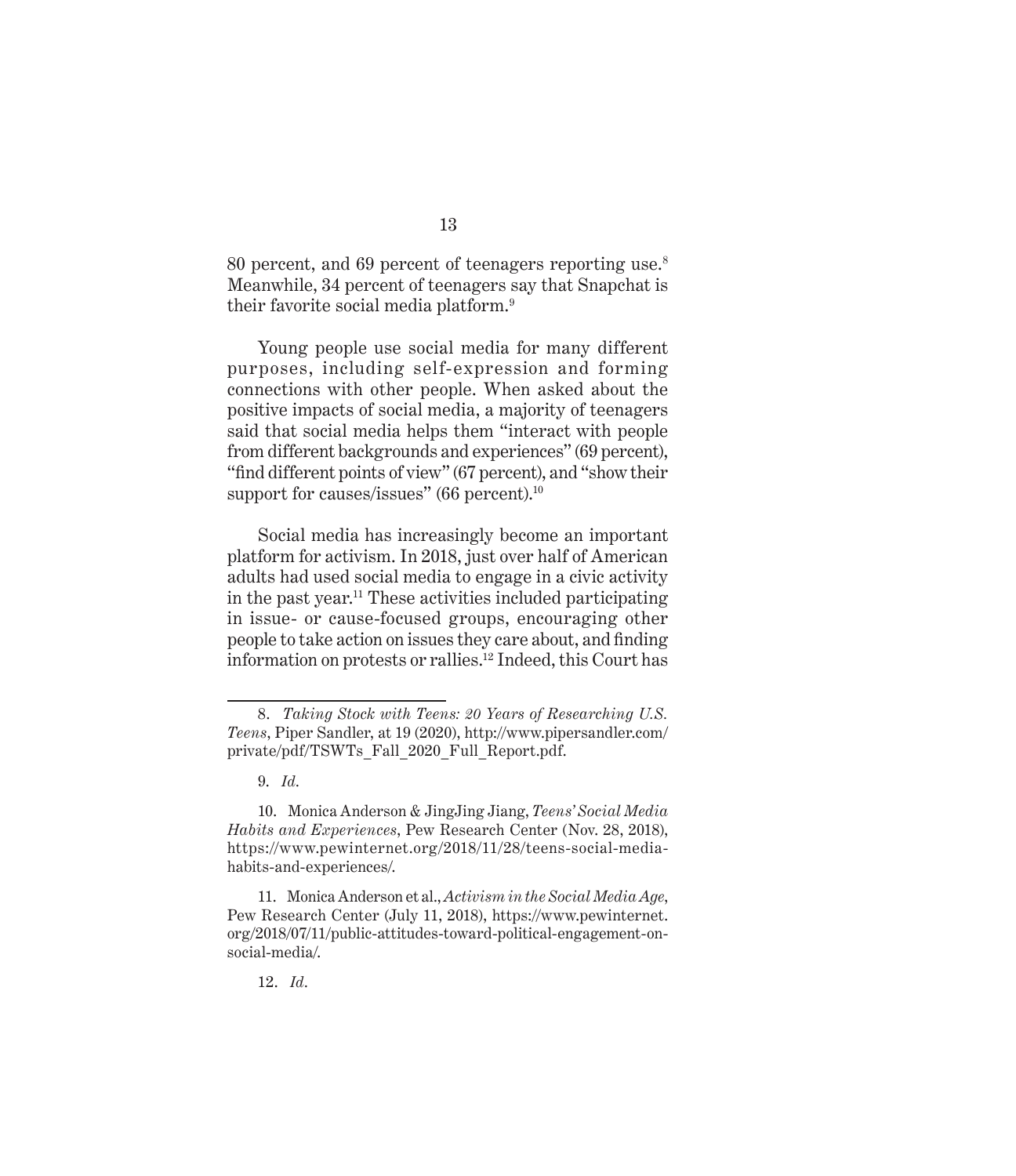80 percent, and 69 percent of teenagers reporting use.[8] Meanwhile, 34 percent of teenagers say that Snapchat is their favorite social media platform.[9]

Young people use social media for many different purposes, including self-expression and forming connections with other people. When asked about the positive impacts of social media, a majority of teenagers said that social media helps them "interact with people from different backgrounds and experiences" (69 percent), "find different points of view" (67 percent), and "show their support for causes/issues" (66 percent).[10]

Social media has increasingly become an important platform for activism. In 2018, just over half of American adults had used social media to engage in a civic activity in the past year.[11] These activities included participating in issue- or cause-focused groups, encouraging other people to take action on issues they care about, and finding information on protests or rallies.[12] Indeed, this Court has

---

8. *Taking Stock with Teens: 20 Years of Researching U.S. Teens*, Piper Sandler, at 19 (2020), http://www.pipersandler.com/private/pdf/TSWTs_Fall_2020_Full_Report.pdf.

9. *Id.*

10. Monica Anderson & JingJing Jiang, *Teens' Social Media Habits and Experiences*, Pew Research Center (Nov. 28, 2018), https://www.pewinternet.org/2018/11/28/teens-social-media-habits-and-experiences/.

11. Monica Anderson et al., *Activism in the Social Media Age*, Pew Research Center (July 11, 2018), https://www.pewinternet.org/2018/07/11/public-attitudes-toward-political-engagement-on-social-media/.

12. *Id.*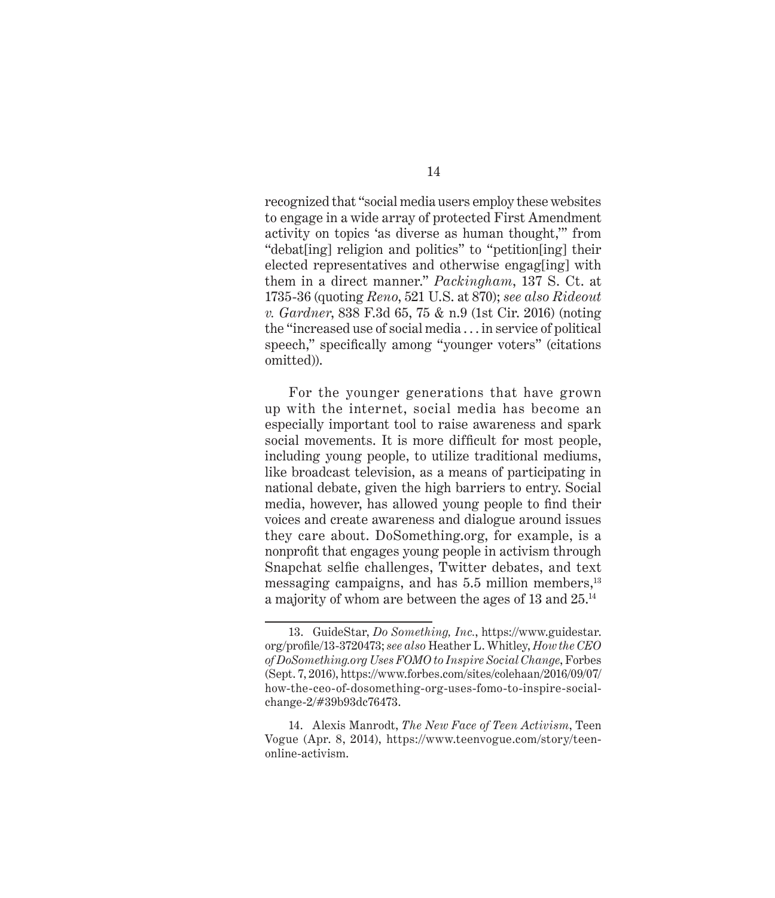recognized that "social media users employ these websites to engage in a wide array of protected First Amendment activity on topics 'as diverse as human thought,'" from "debat[ing] religion and politics" to "petition[ing] their elected representatives and otherwise engag[ing] with them in a direct manner." *Packingham*, 137 S. Ct. at 1735-36 (quoting *Reno*, 521 U.S. at 870); *see also Rideout v. Gardner*, 838 F.3d 65, 75 & n.9 (1st Cir. 2016) (noting the "increased use of social media . . . in service of political speech," specifically among "younger voters" (citations omitted)).

For the younger generations that have grown up with the internet, social media has become an especially important tool to raise awareness and spark social movements. It is more difficult for most people, including young people, to utilize traditional mediums, like broadcast television, as a means of participating in national debate, given the high barriers to entry. Social media, however, has allowed young people to find their voices and create awareness and dialogue around issues they care about. DoSomething.org, for example, is a nonprofit that engages young people in activism through Snapchat selfie challenges, Twitter debates, and text messaging campaigns, and has 5.5 million members,[13] a majority of whom are between the ages of 13 and 25.[14]

---

13. GuideStar, *Do Something, Inc.*, https://www.guidestar.org/profile/13-3720473; *see also* Heather L. Whitley, *How the CEO of DoSomething.org Uses FOMO to Inspire Social Change*, Forbes (Sept. 7, 2016), https://www.forbes.com/sites/colehaan/2016/09/07/how-the-ceo-of-dosomething-org-uses-fomo-to-inspire-social-change-2/#39b93dc76473.

14. Alexis Manrodt, *The New Face of Teen Activism*, Teen Vogue (Apr. 8, 2014), https://www.teenvogue.com/story/teen-online-activism.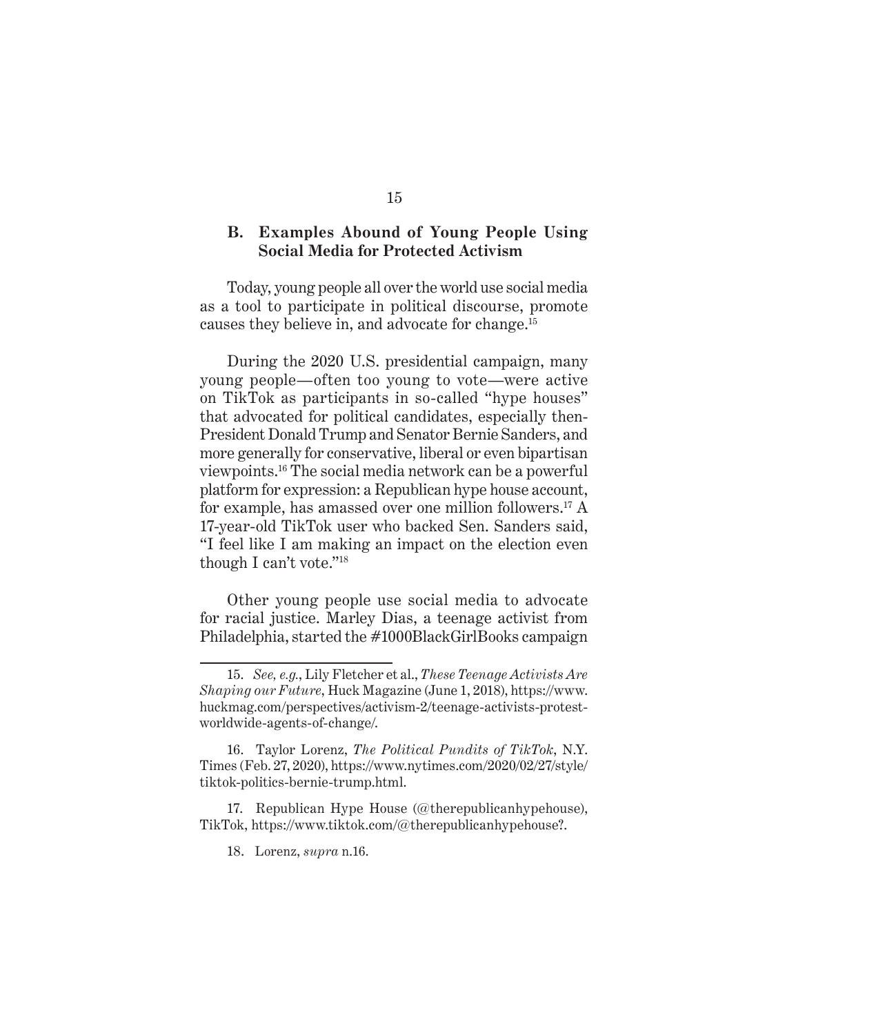### B. Examples Abound of Young People Using Social Media for Protected Activism

Today, young people all over the world use social media as a tool to participate in political discourse, promote causes they believe in, and advocate for change.[15]

During the 2020 U.S. presidential campaign, many young people—often too young to vote—were active on TikTok as participants in so-called "hype houses" that advocated for political candidates, especially then-President Donald Trump and Senator Bernie Sanders, and more generally for conservative, liberal or even bipartisan viewpoints.[16] The social media network can be a powerful platform for expression: a Republican hype house account, for example, has amassed over one million followers.[17] A 17-year-old TikTok user who backed Sen. Sanders said, "I feel like I am making an impact on the election even though I can't vote."[18]

Other young people use social media to advocate for racial justice. Marley Dias, a teenage activist from Philadelphia, started the #1000BlackGirlBooks campaign

---

15. *See, e.g.*, Lily Fletcher et al., *These Teenage Activists Are Shaping our Future*, Huck Magazine (June 1, 2018), https://www.huckmag.com/perspectives/activism-2/teenage-activists-protest-worldwide-agents-of-change/.

16. Taylor Lorenz, *The Political Pundits of TikTok*, N.Y. Times (Feb. 27, 2020), https://www.nytimes.com/2020/02/27/style/tiktok-politics-bernie-trump.html.

17. Republican Hype House (@therepublicanhypehouse), TikTok, https://www.tiktok.com/@therepublicanhypehouse?.

18. Lorenz, *supra* n.16.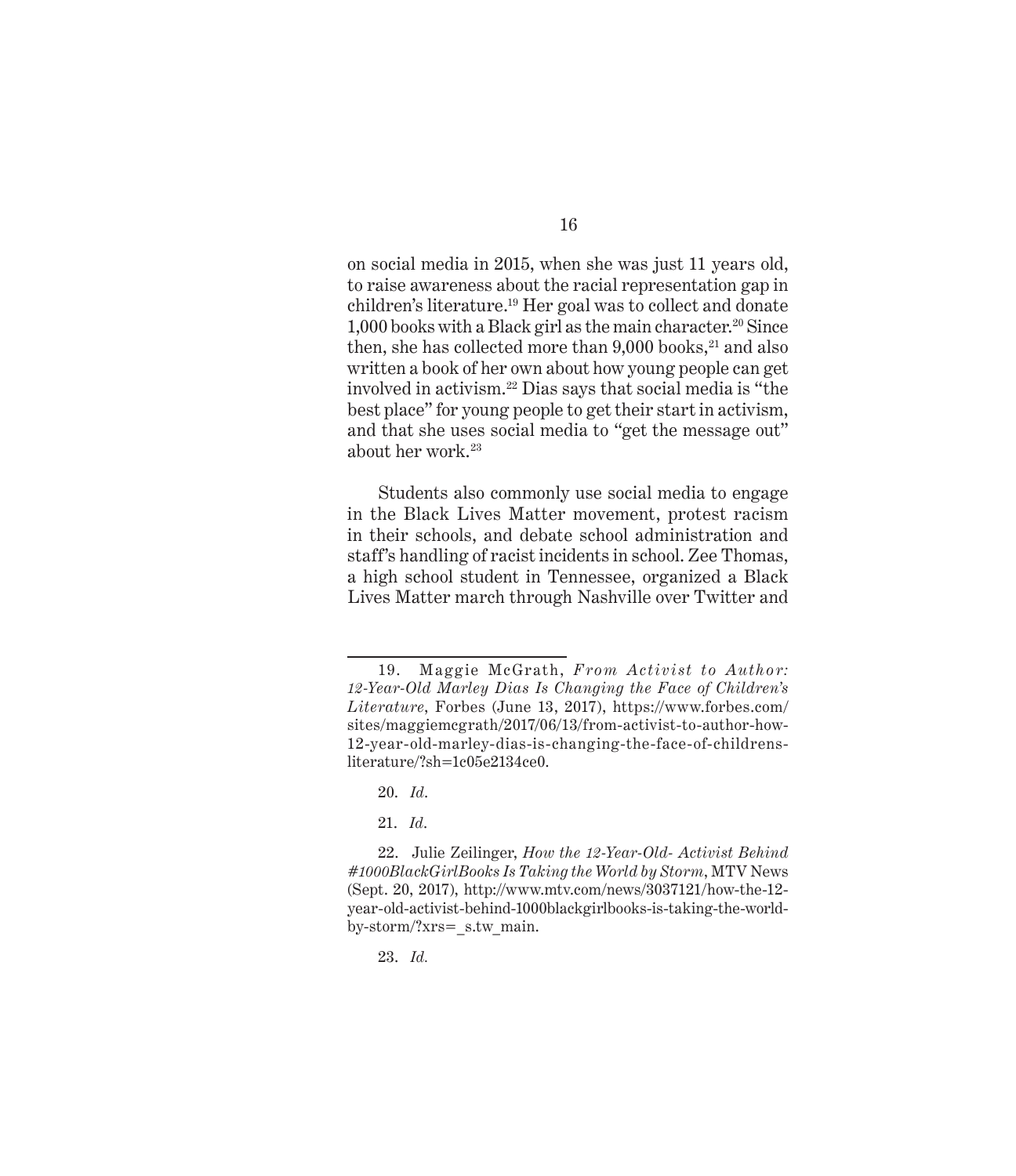on social media in 2015, when she was just 11 years old, to raise awareness about the racial representation gap in children's literature.[19] Her goal was to collect and donate 1,000 books with a Black girl as the main character.[20] Since then, she has collected more than 9,000 books,[21] and also written a book of her own about how young people can get involved in activism.[22] Dias says that social media is "the best place" for young people to get their start in activism, and that she uses social media to "get the message out" about her work.[23]

Students also commonly use social media to engage in the Black Lives Matter movement, protest racism in their schools, and debate school administration and staff's handling of racist incidents in school. Zee Thomas, a high school student in Tennessee, organized a Black Lives Matter march through Nashville over Twitter and

---

19. Maggie McGrath, *From Activist to Author: 12-Year-Old Marley Dias Is Changing the Face of Children's Literature*, Forbes (June 13, 2017), https://www.forbes.com/sites/maggiemcgrath/2017/06/13/from-activist-to-author-how-12-year-old-marley-dias-is-changing-the-face-of-childrens-literature/?sh=1c05e2134ce0.

20. *Id*.

21. *Id*.

22. Julie Zeilinger, *How the 12-Year-Old- Activist Behind #1000BlackGirlBooks Is Taking the World by Storm*, MTV News (Sept. 20, 2017), http://www.mtv.com/news/3037121/how-the-12-year-old-activist-behind-1000blackgirlbooks-is-taking-the-world-by-storm/?xrs=_s.tw_main.

23. *Id.*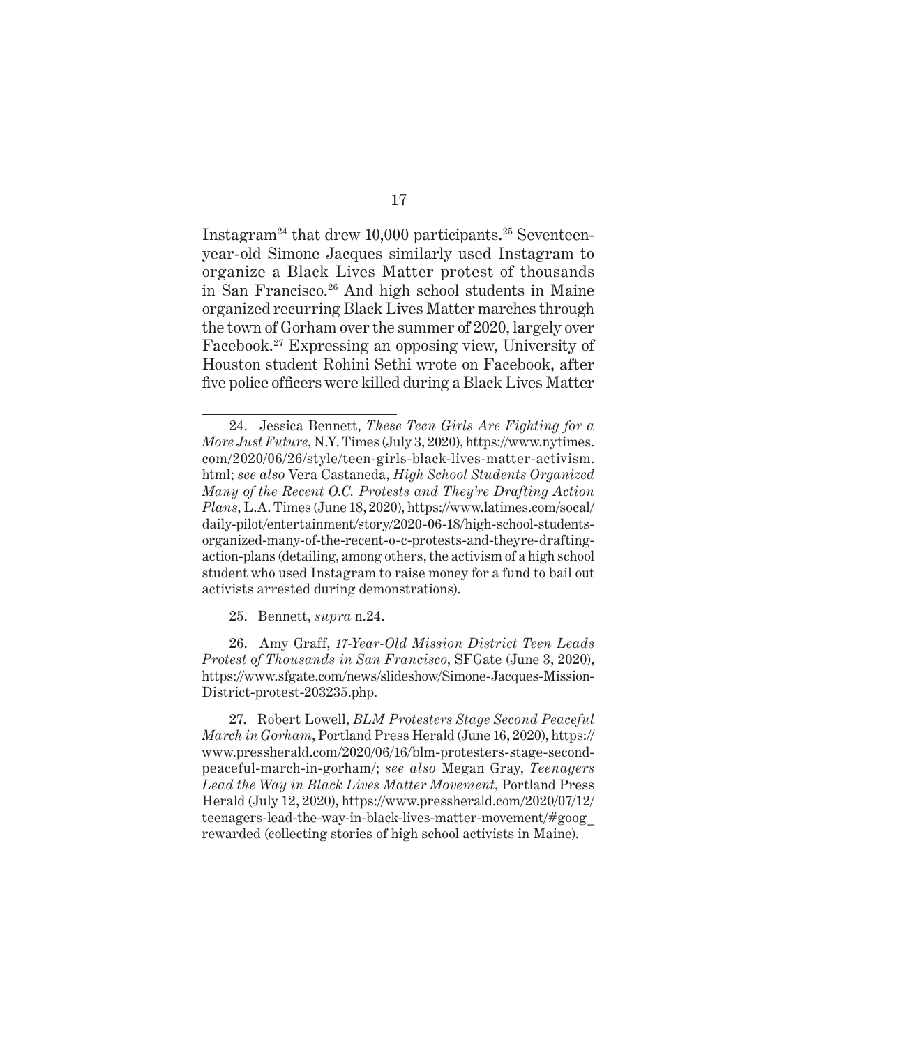Instagram[24] that drew 10,000 participants.[25] Seventeen-year-old Simone Jacques similarly used Instagram to organize a Black Lives Matter protest of thousands in San Francisco.[26] And high school students in Maine organized recurring Black Lives Matter marches through the town of Gorham over the summer of 2020, largely over Facebook.[27] Expressing an opposing view, University of Houston student Rohini Sethi wrote on Facebook, after five police officers were killed during a Black Lives Matter

---

24. Jessica Bennett, *These Teen Girls Are Fighting for a More Just Future*, N.Y. Times (July 3, 2020), https://www.nytimes.com/2020/06/26/style/teen-girls-black-lives-matter-activism.html; *see also* Vera Castaneda, *High School Students Organized Many of the Recent O.C. Protests and They're Drafting Action Plans*, L.A. Times (June 18, 2020), https://www.latimes.com/socal/daily-pilot/entertainment/story/2020-06-18/high-school-students-organized-many-of-the-recent-o-c-protests-and-theyre-drafting-action-plans (detailing, among others, the activism of a high school student who used Instagram to raise money for a fund to bail out activists arrested during demonstrations).

25. Bennett, *supra* n.24.

26. Amy Graff, *17-Year-Old Mission District Teen Leads Protest of Thousands in San Francisco*, SFGate (June 3, 2020), https://www.sfgate.com/news/slideshow/Simone-Jacques-Mission-District-protest-203235.php.

27. Robert Lowell, *BLM Protesters Stage Second Peaceful March in Gorham*, Portland Press Herald (June 16, 2020), https://www.pressherald.com/2020/06/16/blm-protesters-stage-second-peaceful-march-in-gorham/; *see also* Megan Gray, *Teenagers Lead the Way in Black Lives Matter Movement*, Portland Press Herald (July 12, 2020), https://www.pressherald.com/2020/07/12/teenagers-lead-the-way-in-black-lives-matter-movement/#goog_rewarded (collecting stories of high school activists in Maine).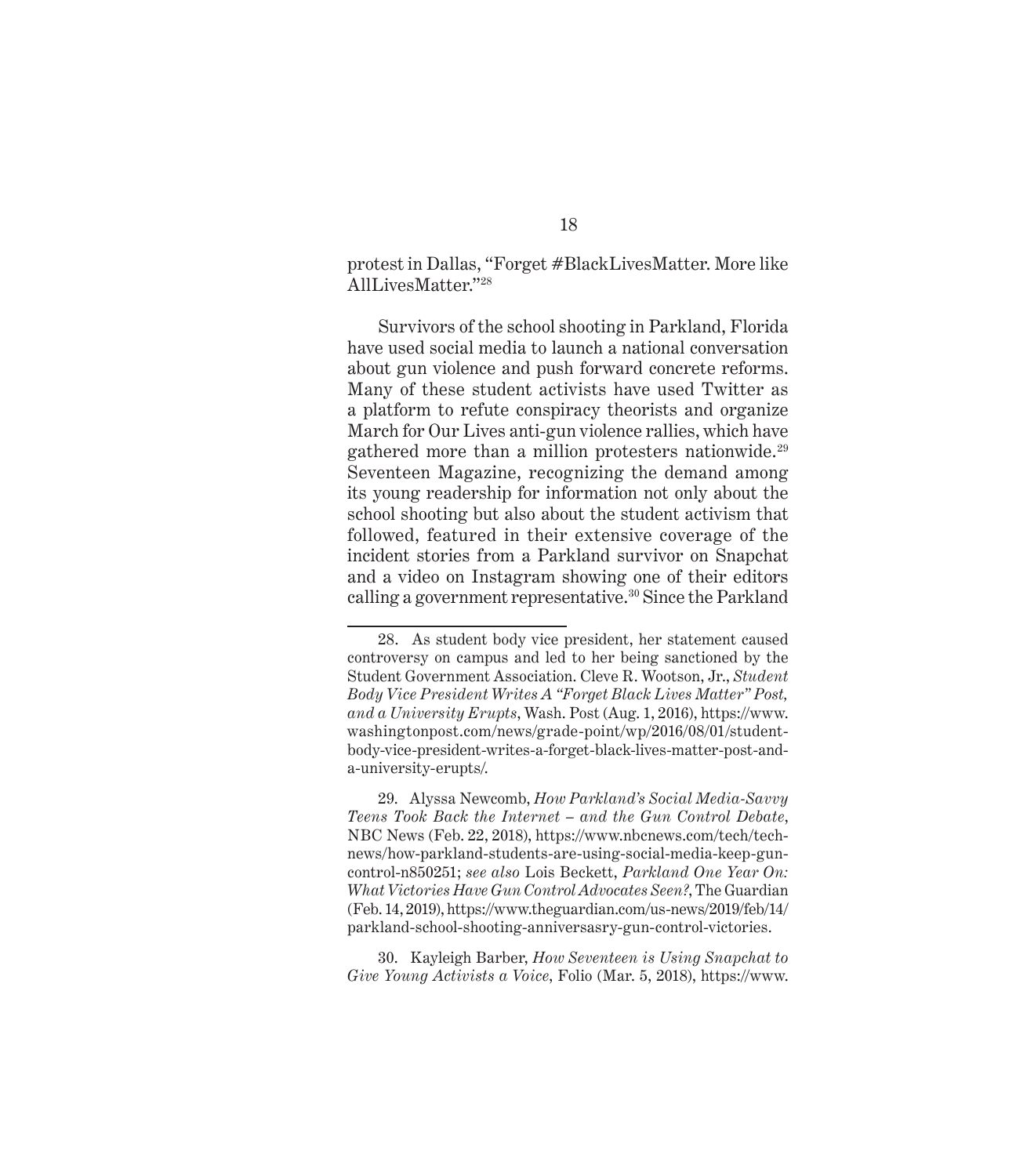protest in Dallas, "Forget #BlackLivesMatter. More like AllLivesMatter."[28]

Survivors of the school shooting in Parkland, Florida have used social media to launch a national conversation about gun violence and push forward concrete reforms. Many of these student activists have used Twitter as a platform to refute conspiracy theorists and organize March for Our Lives anti-gun violence rallies, which have gathered more than a million protesters nationwide.[29] Seventeen Magazine, recognizing the demand among its young readership for information not only about the school shooting but also about the student activism that followed, featured in their extensive coverage of the incident stories from a Parkland survivor on Snapchat and a video on Instagram showing one of their editors calling a government representative.[30] Since the Parkland

---

28. As student body vice president, her statement caused controversy on campus and led to her being sanctioned by the Student Government Association. Cleve R. Wootson, Jr., *Student Body Vice President Writes A "Forget Black Lives Matter" Post, and a University Erupts*, Wash. Post (Aug. 1, 2016), https://www.washingtonpost.com/news/grade-point/wp/2016/08/01/student-body-vice-president-writes-a-forget-black-lives-matter-post-and-a-university-erupts/.

29. Alyssa Newcomb, *How Parkland's Social Media-Savvy Teens Took Back the Internet – and the Gun Control Debate*, NBC News (Feb. 22, 2018), https://www.nbcnews.com/tech/tech-news/how-parkland-students-are-using-social-media-keep-gun-control-n850251; *see also* Lois Beckett, *Parkland One Year On: What Victories Have Gun Control Advocates Seen?*, The Guardian (Feb. 14, 2019), https://www.theguardian.com/us-news/2019/feb/14/parkland-school-shooting-anniversasry-gun-control-victories.

30. Kayleigh Barber, *How Seventeen is Using Snapchat to Give Young Activists a Voice*, Folio (Mar. 5, 2018), https://www.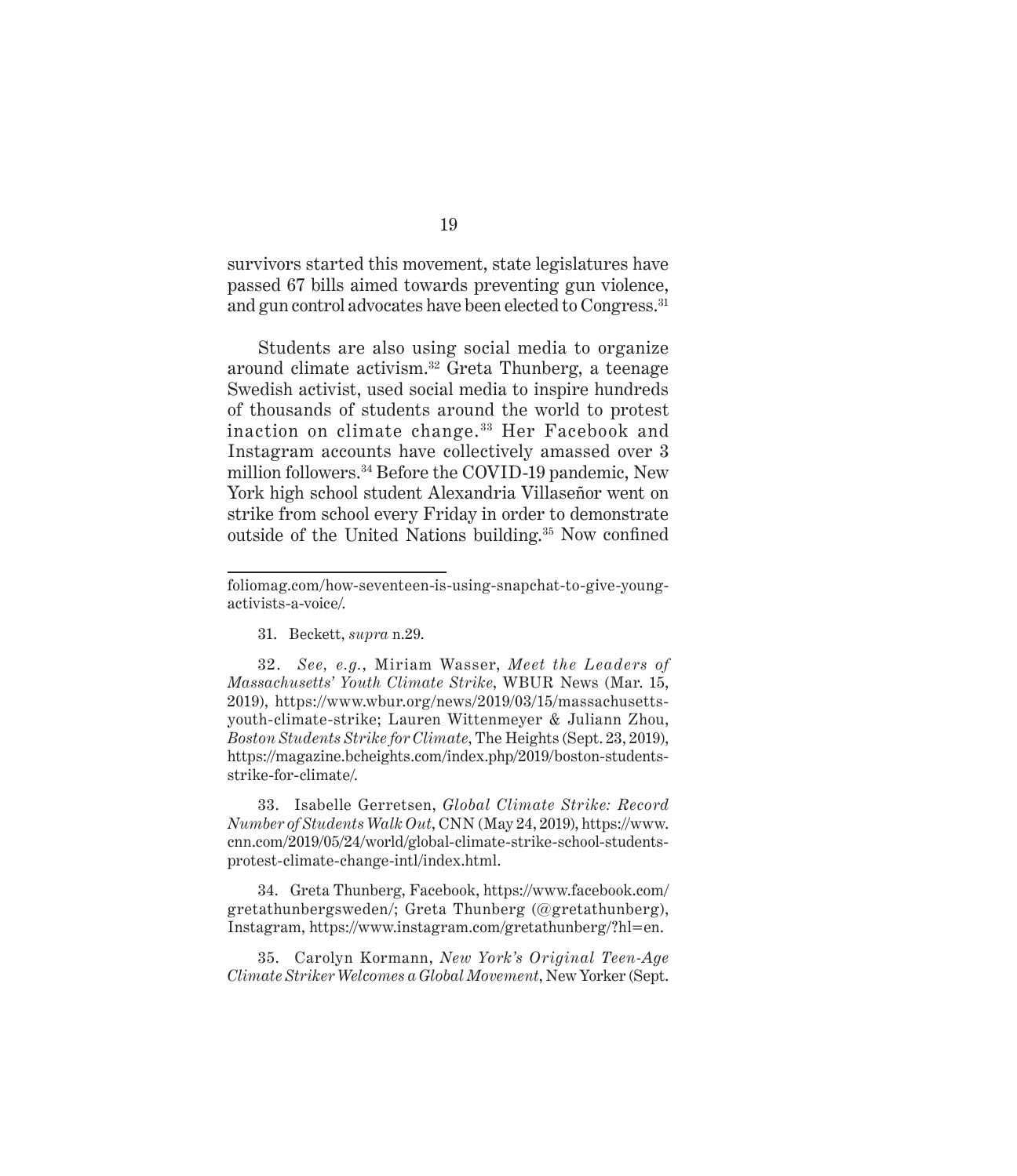survivors started this movement, state legislatures have passed 67 bills aimed towards preventing gun violence, and gun control advocates have been elected to Congress.[31]

Students are also using social media to organize around climate activism.[32] Greta Thunberg, a teenage Swedish activist, used social media to inspire hundreds of thousands of students around the world to protest inaction on climate change.[33] Her Facebook and Instagram accounts have collectively amassed over 3 million followers.[34] Before the COVID-19 pandemic, New York high school student Alexandria Villaseñor went on strike from school every Friday in order to demonstrate outside of the United Nations building.[35] Now confined

---

foliomag.com/how-seventeen-is-using-snapchat-to-give-young-activists-a-voice/.

31. Beckett, *supra* n.29.

32. *See, e.g.*, Miriam Wasser, *Meet the Leaders of Massachusetts' Youth Climate Strike*, WBUR News (Mar. 15, 2019), https://www.wbur.org/news/2019/03/15/massachusetts-youth-climate-strike; Lauren Wittenmeyer & Juliann Zhou, *Boston Students Strike for Climate*, The Heights (Sept. 23, 2019), https://magazine.bcheights.com/index.php/2019/boston-students-strike-for-climate/.

33. Isabelle Gerretsen, *Global Climate Strike: Record Number of Students Walk Out*, CNN (May 24, 2019), https://www.cnn.com/2019/05/24/world/global-climate-strike-school-students-protest-climate-change-intl/index.html.

34. Greta Thunberg, Facebook, https://www.facebook.com/gretathunbergsweden/; Greta Thunberg (@gretathunberg), Instagram, https://www.instagram.com/gretathunberg/?hl=en.

35. Carolyn Kormann, *New York's Original Teen-Age Climate Striker Welcomes a Global Movement*, New Yorker (Sept.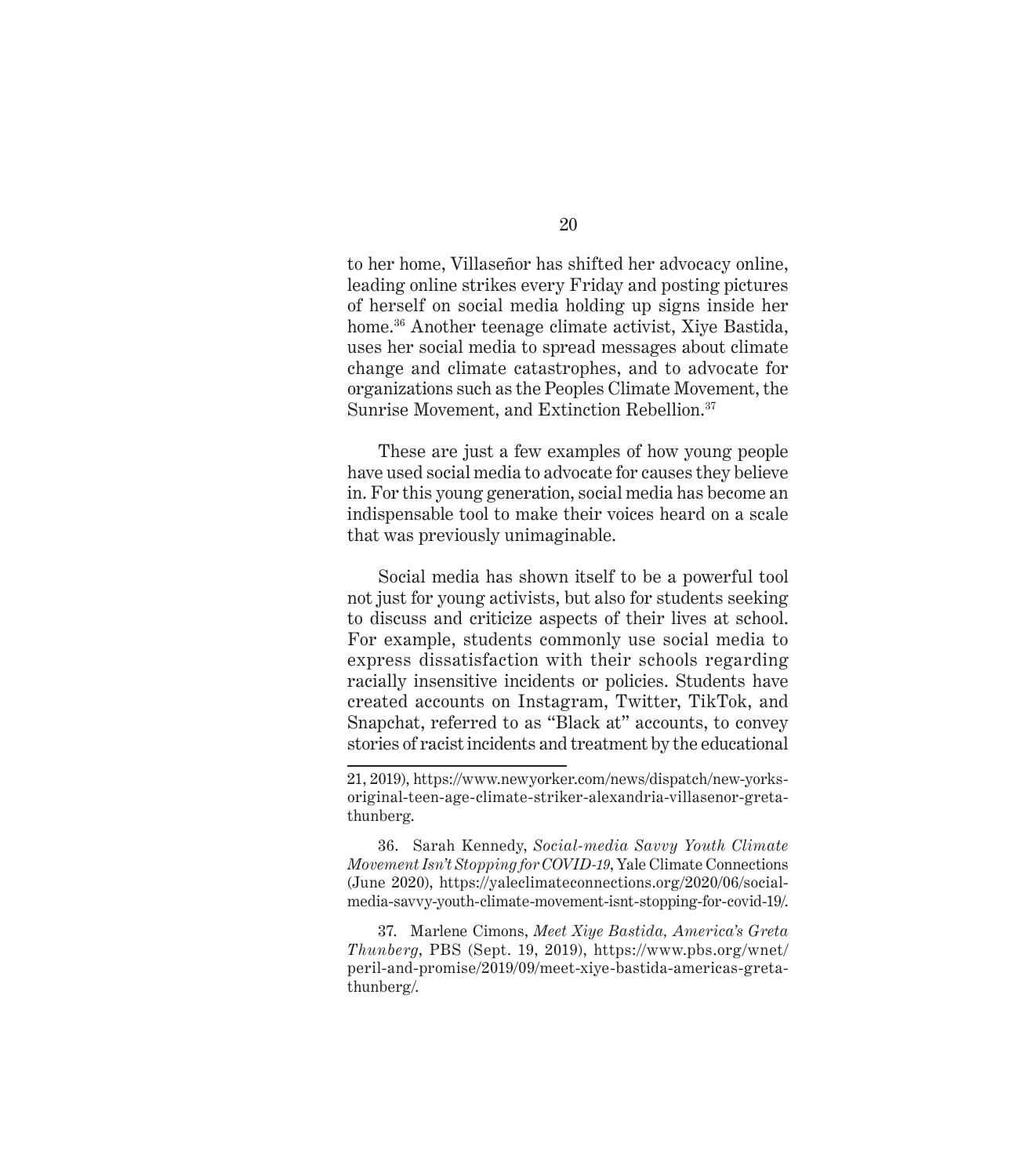to her home, Villaseñor has shifted her advocacy online, leading online strikes every Friday and posting pictures of herself on social media holding up signs inside her home.[36] Another teenage climate activist, Xiye Bastida, uses her social media to spread messages about climate change and climate catastrophes, and to advocate for organizations such as the Peoples Climate Movement, the Sunrise Movement, and Extinction Rebellion.[37]

These are just a few examples of how young people have used social media to advocate for causes they believe in. For this young generation, social media has become an indispensable tool to make their voices heard on a scale that was previously unimaginable.

Social media has shown itself to be a powerful tool not just for young activists, but also for students seeking to discuss and criticize aspects of their lives at school. For example, students commonly use social media to express dissatisfaction with their schools regarding racially insensitive incidents or policies. Students have created accounts on Instagram, Twitter, TikTok, and Snapchat, referred to as "Black at" accounts, to convey stories of racist incidents and treatment by the educational

---

21, 2019), https://www.newyorker.com/news/dispatch/new-yorks-original-teen-age-climate-striker-alexandria-villasenor-greta-thunberg.

36. Sarah Kennedy, *Social-media Savvy Youth Climate Movement Isn't Stopping for COVID-19*, Yale Climate Connections (June 2020), https://yaleclimateconnections.org/2020/06/social-media-savvy-youth-climate-movement-isnt-stopping-for-covid-19/.

37. Marlene Cimons, *Meet Xiye Bastida, America's Greta Thunberg*, PBS (Sept. 19, 2019), https://www.pbs.org/wnet/peril-and-promise/2019/09/meet-xiye-bastida-americas-greta-thunberg/.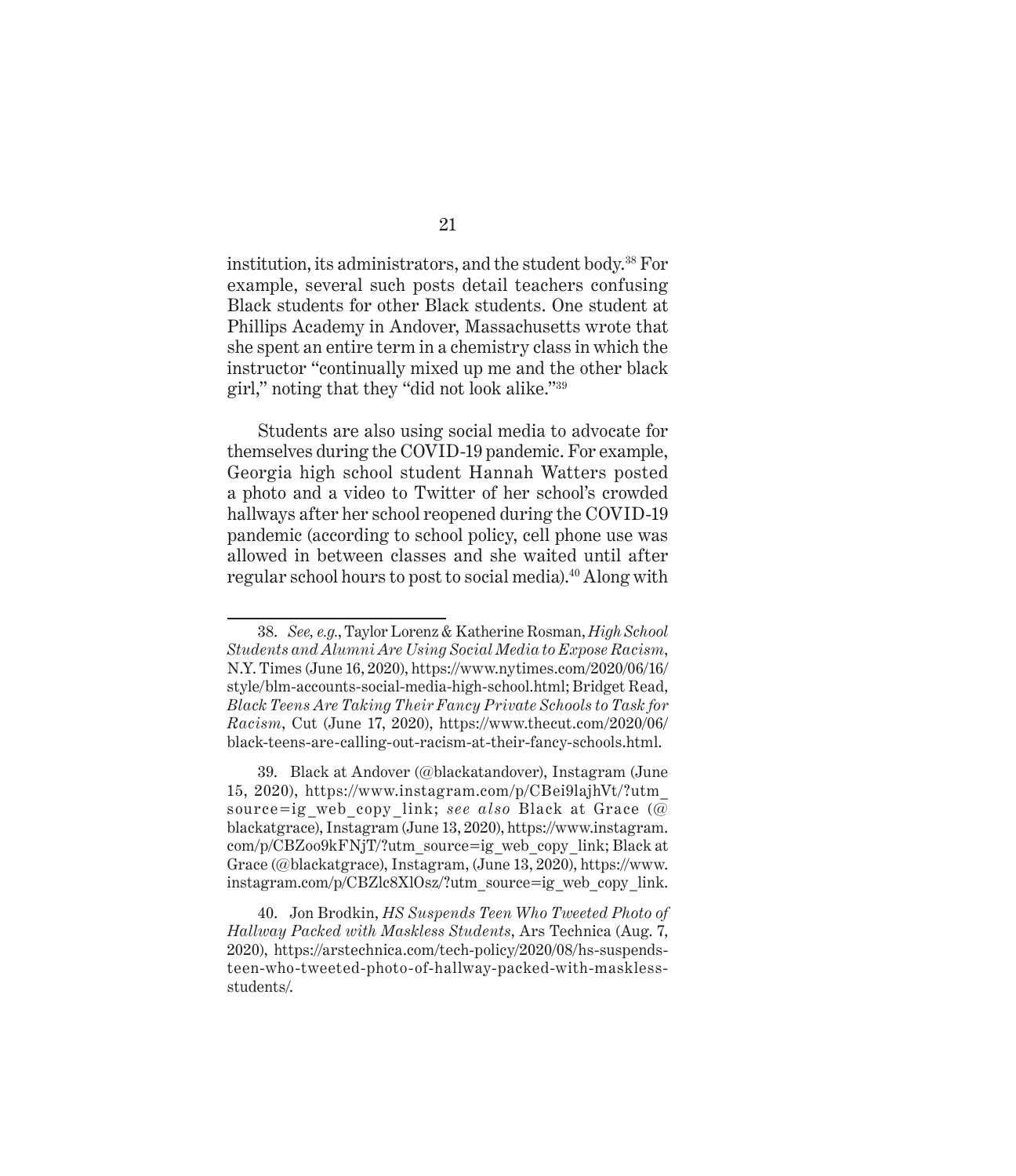institution, its administrators, and the student body.[38] For example, several such posts detail teachers confusing Black students for other Black students. One student at Phillips Academy in Andover, Massachusetts wrote that she spent an entire term in a chemistry class in which the instructor "continually mixed up me and the other black girl," noting that they "did not look alike."[39]

Students are also using social media to advocate for themselves during the COVID-19 pandemic. For example, Georgia high school student Hannah Watters posted a photo and a video to Twitter of her school's crowded hallways after her school reopened during the COVID-19 pandemic (according to school policy, cell phone use was allowed in between classes and she waited until after regular school hours to post to social media).[40] Along with

---

38. *See, e.g.*, Taylor Lorenz & Katherine Rosman, *High School Students and Alumni Are Using Social Media to Expose Racism*, N.Y. Times (June 16, 2020), https://www.nytimes.com/2020/06/16/style/blm-accounts-social-media-high-school.html; Bridget Read, *Black Teens Are Taking Their Fancy Private Schools to Task for Racism*, Cut (June 17, 2020), https://www.thecut.com/2020/06/black-teens-are-calling-out-racism-at-their-fancy-schools.html.

39. Black at Andover (@blackatandover), Instagram (June 15, 2020), https://www.instagram.com/p/CBei9lajhVt/?utm_source=ig_web_copy_link; *see also* Black at Grace (@blackatgrace), Instagram (June 13, 2020), https://www.instagram.com/p/CBZoo9kFNjT/?utm_source=ig_web_copy_link; Black at Grace (@blackatgrace), Instagram, (June 13, 2020), https://www.instagram.com/p/CBZlc8XlOsz/?utm_source=ig_web_copy_link.

40. Jon Brodkin, *HS Suspends Teen Who Tweeted Photo of Hallway Packed with Maskless Students*, Ars Technica (Aug. 7, 2020), https://arstechnica.com/tech-policy/2020/08/hs-suspends-teen-who-tweeted-photo-of-hallway-packed-with-maskless-students/.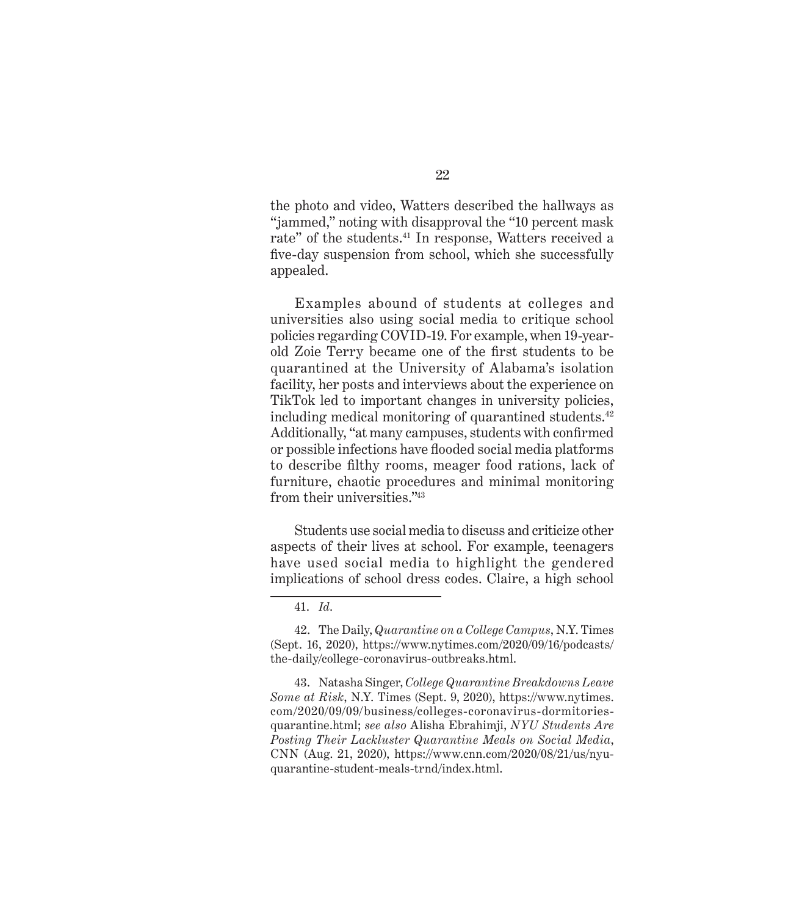the photo and video, Watters described the hallways as "jammed," noting with disapproval the "10 percent mask rate" of the students.[41] In response, Watters received a five-day suspension from school, which she successfully appealed.

Examples abound of students at colleges and universities also using social media to critique school policies regarding COVID-19. For example, when 19-year-old Zoie Terry became one of the first students to be quarantined at the University of Alabama's isolation facility, her posts and interviews about the experience on TikTok led to important changes in university policies, including medical monitoring of quarantined students.[42] Additionally, "at many campuses, students with confirmed or possible infections have flooded social media platforms to describe filthy rooms, meager food rations, lack of furniture, chaotic procedures and minimal monitoring from their universities."[43]

Students use social media to discuss and criticize other aspects of their lives at school. For example, teenagers have used social media to highlight the gendered implications of school dress codes. Claire, a high school

---

41. *Id*.

42. The Daily, *Quarantine on a College Campus*, N.Y. Times (Sept. 16, 2020), https://www.nytimes.com/2020/09/16/podcasts/the-daily/college-coronavirus-outbreaks.html.

43. Natasha Singer, *College Quarantine Breakdowns Leave Some at Risk*, N.Y. Times (Sept. 9, 2020), https://www.nytimes.com/2020/09/09/business/colleges-coronavirus-dormitories-quarantine.html; *see also* Alisha Ebrahimji, *NYU Students Are Posting Their Lackluster Quarantine Meals on Social Media*, CNN (Aug. 21, 2020), https://www.cnn.com/2020/08/21/us/nyu-quarantine-student-meals-trnd/index.html.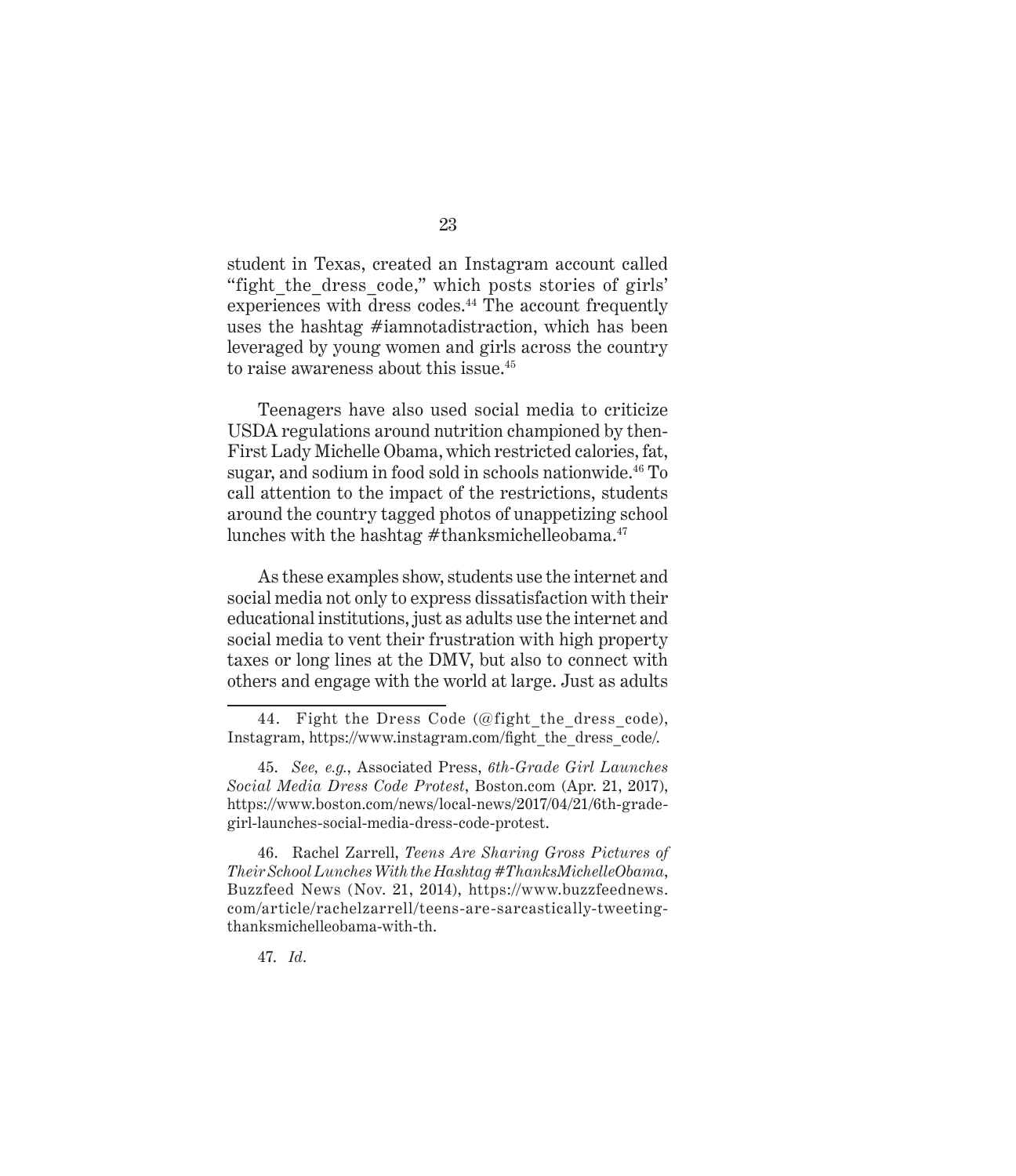student in Texas, created an Instagram account called "fight_the_dress_code," which posts stories of girls' experiences with dress codes.[44] The account frequently uses the hashtag #iamnotadistraction, which has been leveraged by young women and girls across the country to raise awareness about this issue.[45]

Teenagers have also used social media to criticize USDA regulations around nutrition championed by then-First Lady Michelle Obama, which restricted calories, fat, sugar, and sodium in food sold in schools nationwide.[46] To call attention to the impact of the restrictions, students around the country tagged photos of unappetizing school lunches with the hashtag #thanksmichelleobama.[47]

As these examples show, students use the internet and social media not only to express dissatisfaction with their educational institutions, just as adults use the internet and social media to vent their frustration with high property taxes or long lines at the DMV, but also to connect with others and engage with the world at large. Just as adults

---

44. Fight the Dress Code (@fight_the_dress_code), Instagram, https://www.instagram.com/fight_the_dress_code/.

45. *See, e.g.*, Associated Press, *6th-Grade Girl Launches Social Media Dress Code Protest*, Boston.com (Apr. 21, 2017), https://www.boston.com/news/local-news/2017/04/21/6th-grade-girl-launches-social-media-dress-code-protest.

46. Rachel Zarrell, *Teens Are Sharing Gross Pictures of Their School Lunches With the Hashtag #ThanksMichelleObama*, Buzzfeed News (Nov. 21, 2014), https://www.buzzfeednews.com/article/rachelzarrell/teens-are-sarcastically-tweeting-thanksmichelleobama-with-th.

47. *Id*.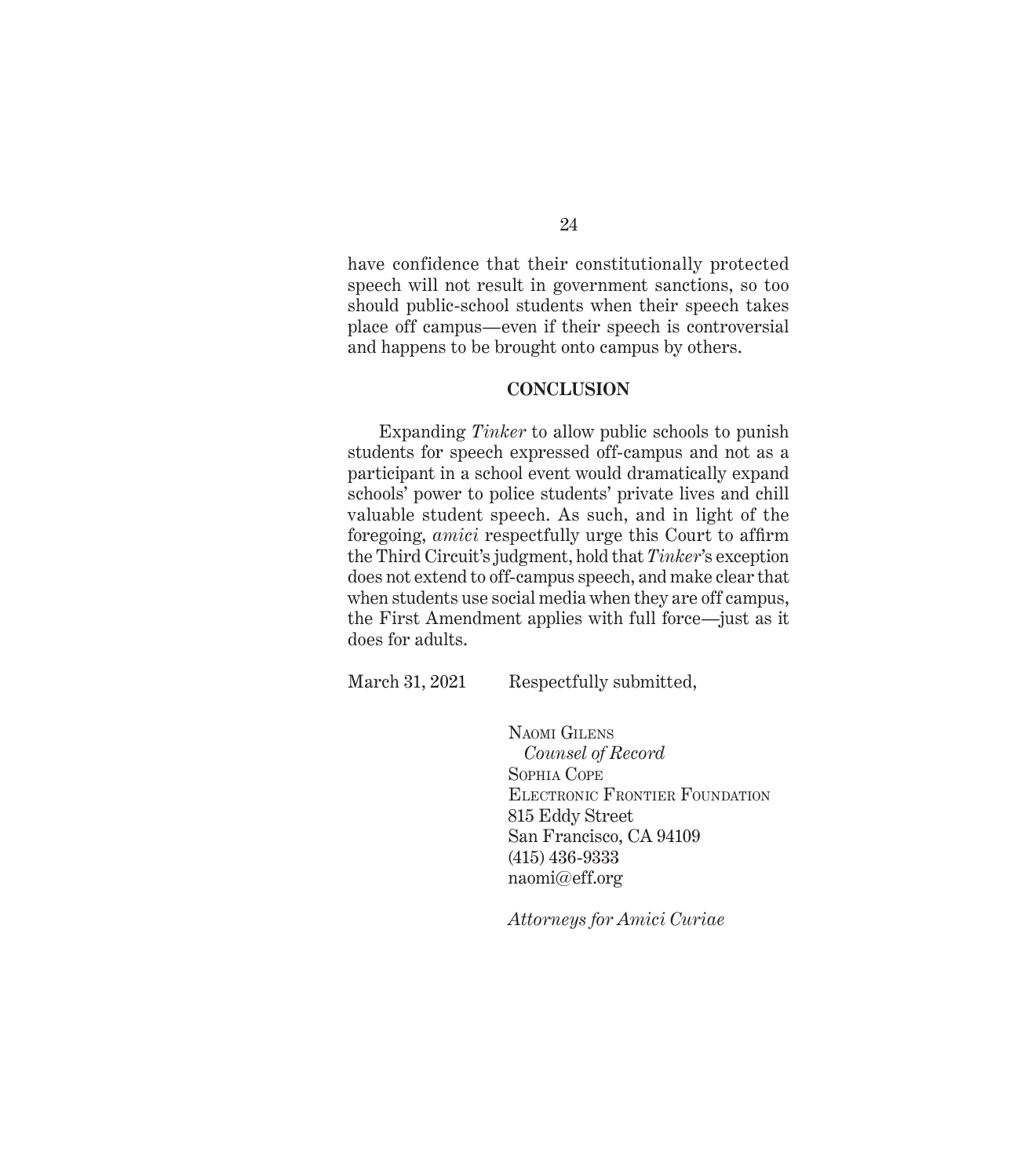have confidence that their constitutionally protected speech will not result in government sanctions, so too should public-school students when their speech takes place off campus—even if their speech is controversial and happens to be brought onto campus by others.

## CONCLUSION

Expanding *Tinker* to allow public schools to punish students for speech expressed off-campus and not as a participant in a school event would dramatically expand schools' power to police students' private lives and chill valuable student speech. As such, and in light of the foregoing, *amici* respectfully urge this Court to affirm the Third Circuit's judgment, hold that *Tinker*'s exception does not extend to off-campus speech, and make clear that when students use social media when they are off campus, the First Amendment applies with full force—just as it does for adults.

March 31, 2021

Respectfully submitted,

NAOMI GILENS
*Counsel of Record*
SOPHIA COPE
ELECTRONIC FRONTIER FOUNDATION
815 Eddy Street
San Francisco, CA 94109
(415) 436-9333
naomi@eff.org

*Attorneys for Amici Curiae*